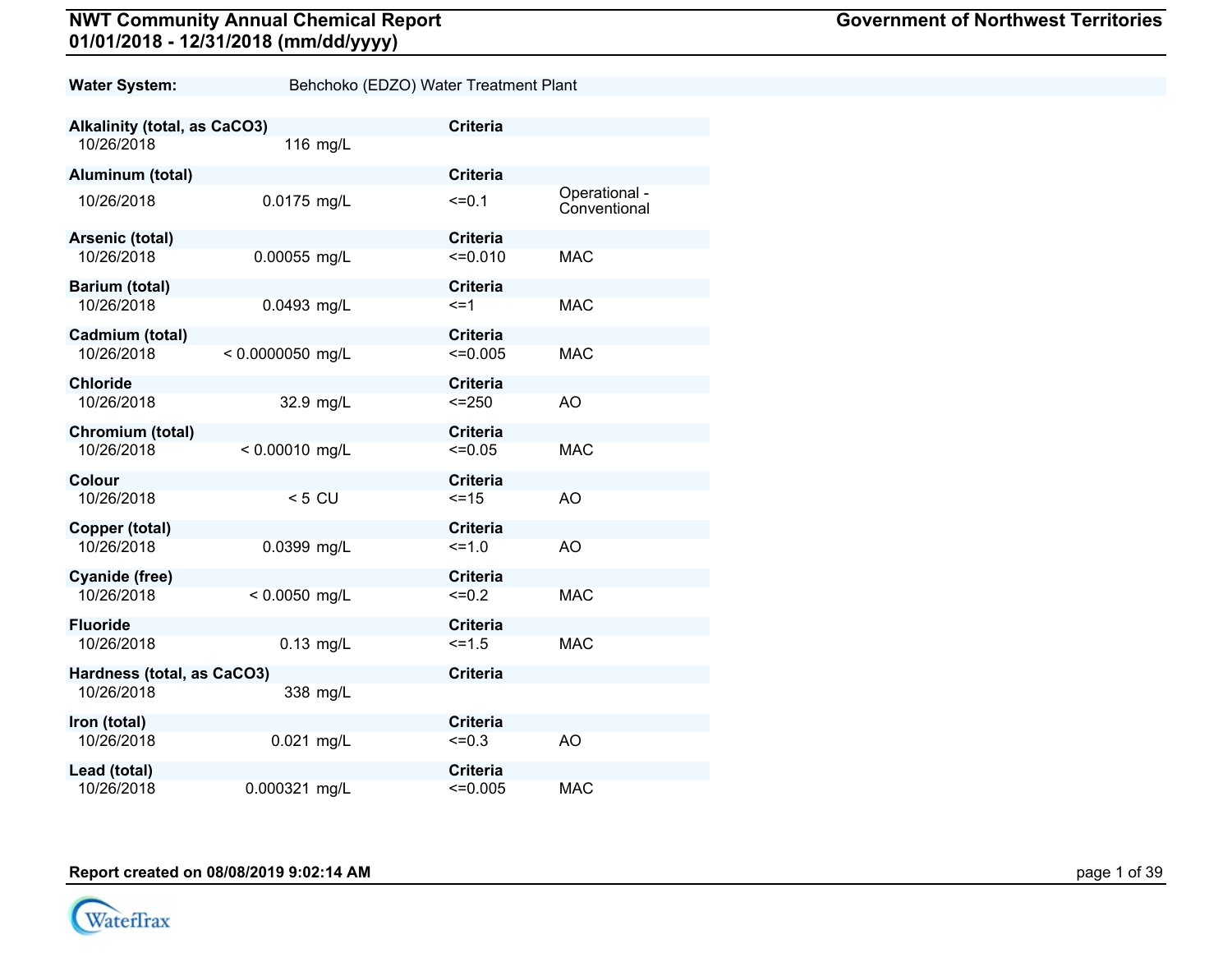# NWT Community Annual Chemical Report

**01/01/2018 - 12/31/2018 (mm/dd/yyyy)**

**Government of Northwest Territories**

**Water System:** Behchoko (EDZO) Water Treatment Plant

| Parameter / Date | Result | Criteria | |
|---|---|---|---|
| **Alkalinity (total, as $CaCO_3$)** | | **Criteria** | |
| 10/26/2018 | 116 mg/L | | |
| **Aluminum (total)** | | **Criteria** | |
| 10/26/2018 | 0.0175 mg/L | <=0.1 | Operational - Conventional |
| **Arsenic (total)** | | **Criteria** | |
| 10/26/2018 | 0.00055 mg/L | <=0.010 | MAC |
| **Barium (total)** | | **Criteria** | |
| 10/26/2018 | 0.0493 mg/L | <=1 | MAC |
| **Cadmium (total)** | | **Criteria** | |
| 10/26/2018 | < 0.0000050 mg/L | <=0.005 | MAC |
| **Chloride** | | **Criteria** | |
| 10/26/2018 | 32.9 mg/L | <=250 | AO |
| **Chromium (total)** | | **Criteria** | |
| 10/26/2018 | < 0.00010 mg/L | <=0.05 | MAC |
| **Colour** | | **Criteria** | |
| 10/26/2018 | < 5 CU | <=15 | AO |
| **Copper (total)** | | **Criteria** | |
| 10/26/2018 | 0.0399 mg/L | <=1.0 | AO |
| **Cyanide (free)** | | **Criteria** | |
| 10/26/2018 | < 0.0050 mg/L | <=0.2 | MAC |
| **Fluoride** | | **Criteria** | |
| 10/26/2018 | 0.13 mg/L | <=1.5 | MAC |
| **Hardness (total, as $CaCO_3$)** | | **Criteria** | |
| 10/26/2018 | 338 mg/L | | |
| **Iron (total)** | | **Criteria** | |
| 10/26/2018 | 0.021 mg/L | <=0.3 | AO |
| **Lead (total)** | | **Criteria** | |
| 10/26/2018 | 0.000321 mg/L | <=0.005 | MAC |

**Report created on 08/08/2019 9:02:14 AM**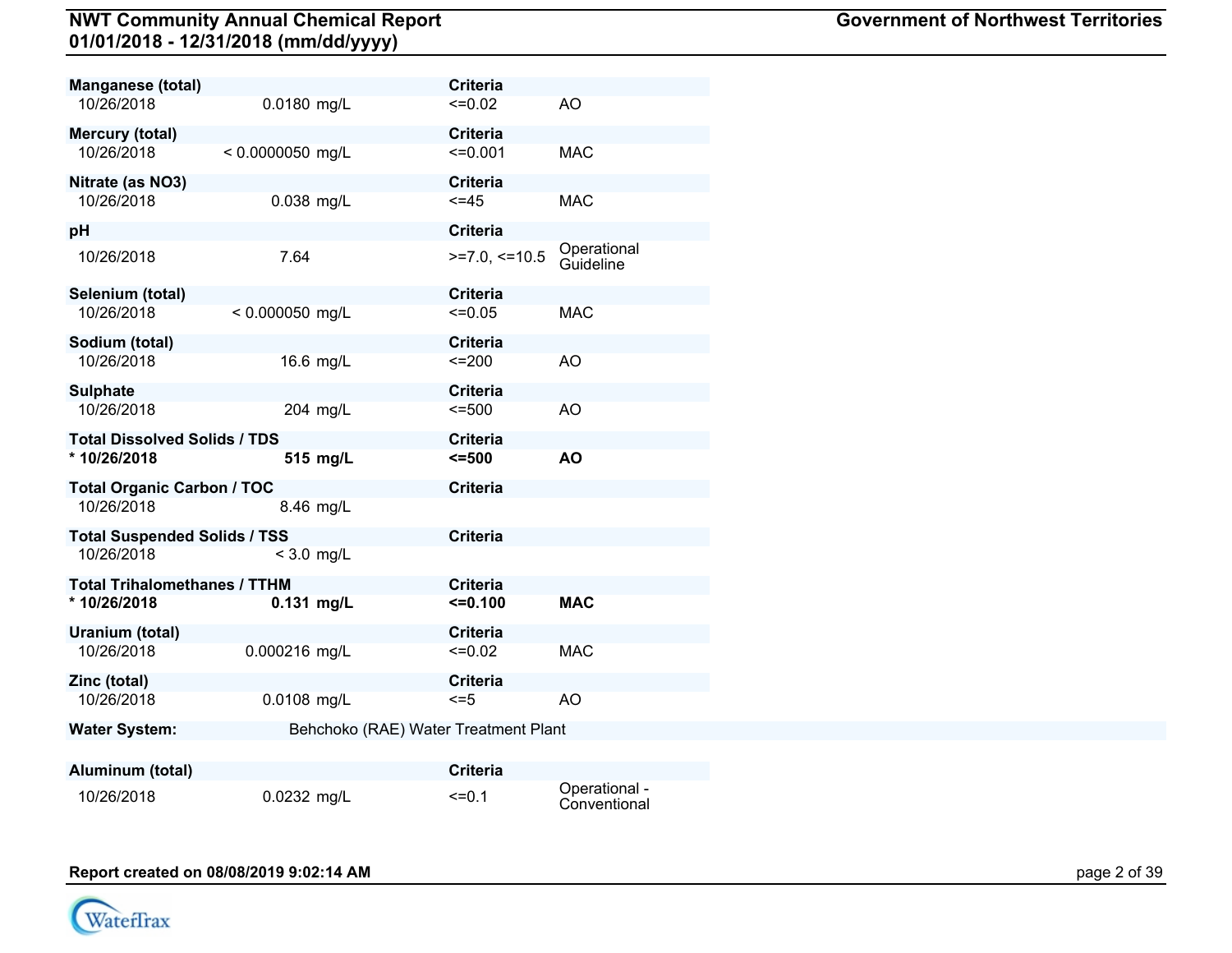| Parameter / Date | Result | Criteria | Type |
|---|---|---|---|
| **Manganese (total)** | | **Criteria** | |
| 10/26/2018 | 0.0180 mg/L | <=0.02 | AO |
| **Mercury (total)** | | **Criteria** | |
| 10/26/2018 | < 0.0000050 mg/L | <=0.001 | MAC |
| **Nitrate (as NO3)** | | **Criteria** | |
| 10/26/2018 | 0.038 mg/L | <=45 | MAC |
| **pH** | | **Criteria** | |
| 10/26/2018 | 7.64 | >=7.0, <=10.5 | Operational Guideline |
| **Selenium (total)** | | **Criteria** | |
| 10/26/2018 | < 0.000050 mg/L | <=0.05 | MAC |
| **Sodium (total)** | | **Criteria** | |
| 10/26/2018 | 16.6 mg/L | <=200 | AO |
| **Sulphate** | | **Criteria** | |
| 10/26/2018 | 204 mg/L | <=500 | AO |
| **Total Dissolved Solids / TDS** | | **Criteria** | |
| *** 10/26/2018** | **515 mg/L** | **<=500** | **AO** |
| **Total Organic Carbon / TOC** | | **Criteria** | |
| 10/26/2018 | 8.46 mg/L | | |
| **Total Suspended Solids / TSS** | | **Criteria** | |
| 10/26/2018 | < 3.0 mg/L | | |
| **Total Trihalomethanes / TTHM** | | **Criteria** | |
| *** 10/26/2018** | **0.131 mg/L** | **<=0.100** | **MAC** |
| **Uranium (total)** | | **Criteria** | |
| 10/26/2018 | 0.000216 mg/L | <=0.02 | MAC |
| **Zinc (total)** | | **Criteria** | |
| 10/26/2018 | 0.0108 mg/L | <=5 | AO |

**Water System:** Behchoko (RAE) Water Treatment Plant

| Parameter / Date | Result | Criteria | Type |
|---|---|---|---|
| **Aluminum (total)** | | **Criteria** | |
| 10/26/2018 | 0.0232 mg/L | <=0.1 | Operational - Conventional |

**Report created on 08/08/2019 9:02:14 AM**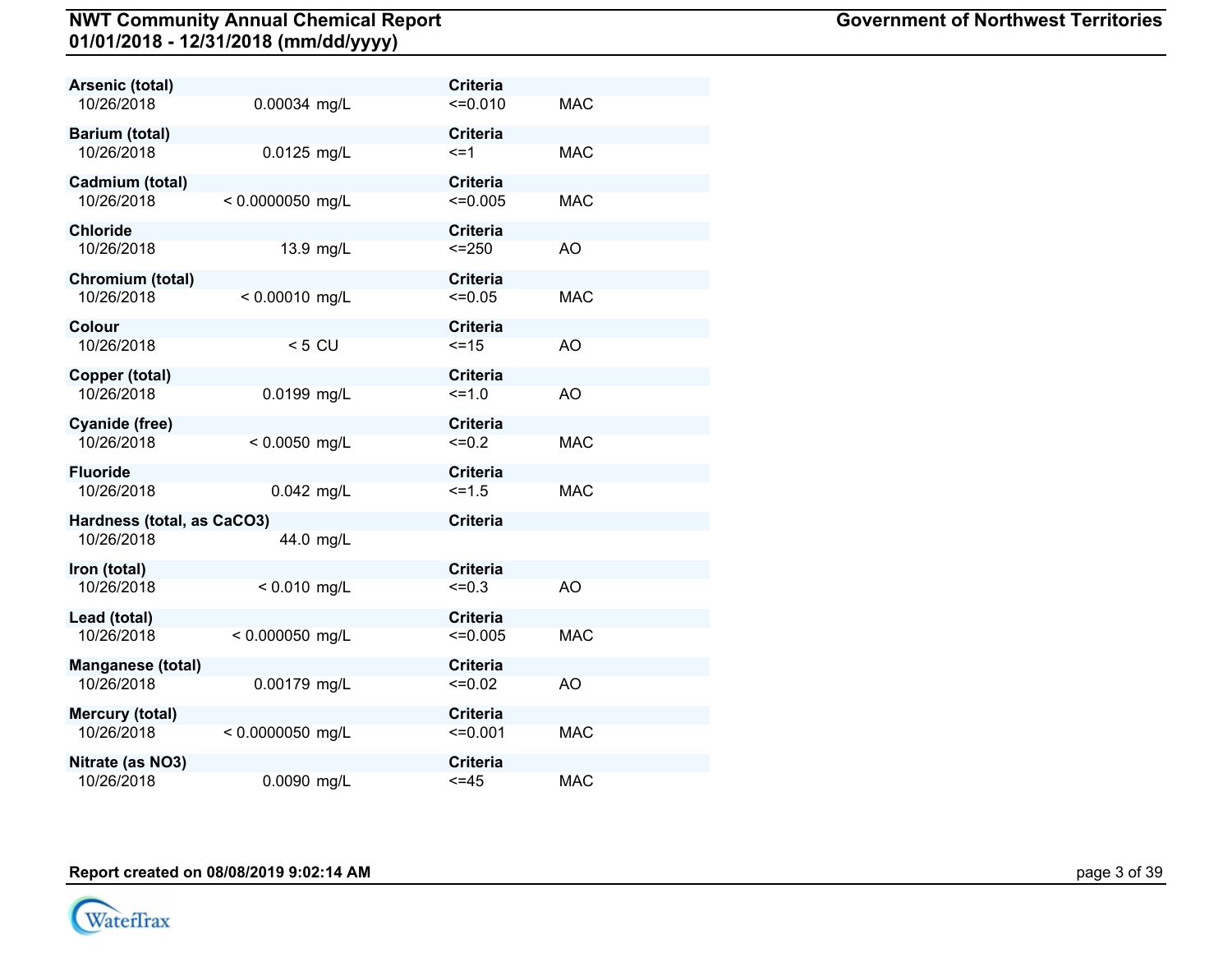| Parameter | Result | Criteria | |
|---|---|---|---|
| **Arsenic (total)** | | **Criteria** | |
| 10/26/2018 | 0.00034 mg/L | <=0.010 | MAC |
| **Barium (total)** | | **Criteria** | |
| 10/26/2018 | 0.0125 mg/L | <=1 | MAC |
| **Cadmium (total)** | | **Criteria** | |
| 10/26/2018 | < 0.0000050 mg/L | <=0.005 | MAC |
| **Chloride** | | **Criteria** | |
| 10/26/2018 | 13.9 mg/L | <=250 | AO |
| **Chromium (total)** | | **Criteria** | |
| 10/26/2018 | < 0.00010 mg/L | <=0.05 | MAC |
| **Colour** | | **Criteria** | |
| 10/26/2018 | < 5 CU | <=15 | AO |
| **Copper (total)** | | **Criteria** | |
| 10/26/2018 | 0.0199 mg/L | <=1.0 | AO |
| **Cyanide (free)** | | **Criteria** | |
| 10/26/2018 | < 0.0050 mg/L | <=0.2 | MAC |
| **Fluoride** | | **Criteria** | |
| 10/26/2018 | 0.042 mg/L | <=1.5 | MAC |
| **Hardness (total, as CaCO3)** | | **Criteria** | |
| 10/26/2018 | 44.0 mg/L | | |
| **Iron (total)** | | **Criteria** | |
| 10/26/2018 | < 0.010 mg/L | <=0.3 | AO |
| **Lead (total)** | | **Criteria** | |
| 10/26/2018 | < 0.000050 mg/L | <=0.005 | MAC |
| **Manganese (total)** | | **Criteria** | |
| 10/26/2018 | 0.00179 mg/L | <=0.02 | AO |
| **Mercury (total)** | | **Criteria** | |
| 10/26/2018 | < 0.0000050 mg/L | <=0.001 | MAC |
| **Nitrate (as NO3)** | | **Criteria** | |
| 10/26/2018 | 0.0090 mg/L | <=45 | MAC |

**Report created on 08/08/2019 9:02:14 AM**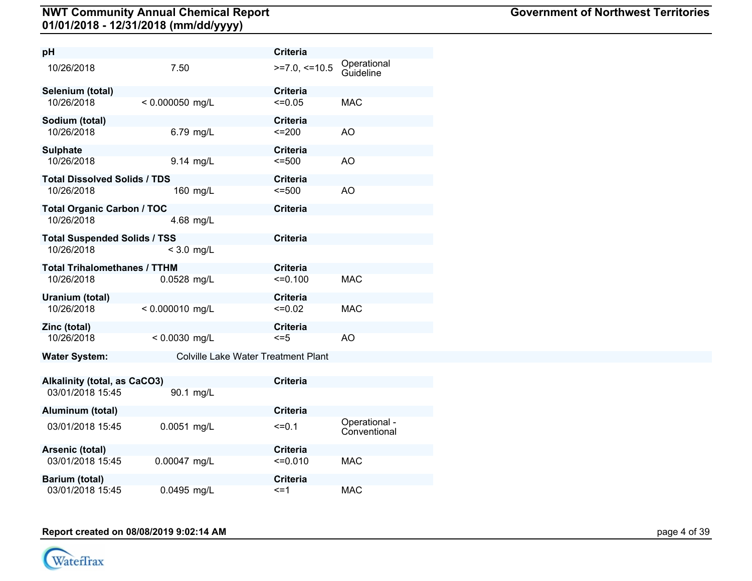| pH | | Criteria | |
|---|---|---|---|
| 10/26/2018 | 7.50 | >=7.0, <=10.5 | Operational Guideline |

| Selenium (total) | | Criteria | |
|---|---|---|---|
| 10/26/2018 | < 0.000050 mg/L | <=0.05 | MAC |

| Sodium (total) | | Criteria | |
|---|---|---|---|
| 10/26/2018 | 6.79 mg/L | <=200 | AO |

| Sulphate | | Criteria | |
|---|---|---|---|
| 10/26/2018 | 9.14 mg/L | <=500 | AO |

| Total Dissolved Solids / TDS | | Criteria | |
|---|---|---|---|
| 10/26/2018 | 160 mg/L | <=500 | AO |

| Total Organic Carbon / TOC | | Criteria | |
|---|---|---|---|
| 10/26/2018 | 4.68 mg/L | | |

| Total Suspended Solids / TSS | | Criteria | |
|---|---|---|---|
| 10/26/2018 | < 3.0 mg/L | | |

| Total Trihalomethanes / TTHM | | Criteria | |
|---|---|---|---|
| 10/26/2018 | 0.0528 mg/L | <=0.100 | MAC |

| Uranium (total) | | Criteria | |
|---|---|---|---|
| 10/26/2018 | < 0.000010 mg/L | <=0.02 | MAC |

| Zinc (total) | | Criteria | |
|---|---|---|---|
| 10/26/2018 | < 0.0030 mg/L | <=5 | AO |

**Water System:** Colville Lake Water Treatment Plant

| Alkalinity (total, as CaCO3) | | Criteria | |
|---|---|---|---|
| 03/01/2018 15:45 | 90.1 mg/L | | |

| Aluminum (total) | | Criteria | |
|---|---|---|---|
| 03/01/2018 15:45 | 0.0051 mg/L | <=0.1 | Operational - Conventional |

| Arsenic (total) | | Criteria | |
|---|---|---|---|
| 03/01/2018 15:45 | 0.00047 mg/L | <=0.010 | MAC |

| Barium (total) | | Criteria | |
|---|---|---|---|
| 03/01/2018 15:45 | 0.0495 mg/L | <=1 | MAC |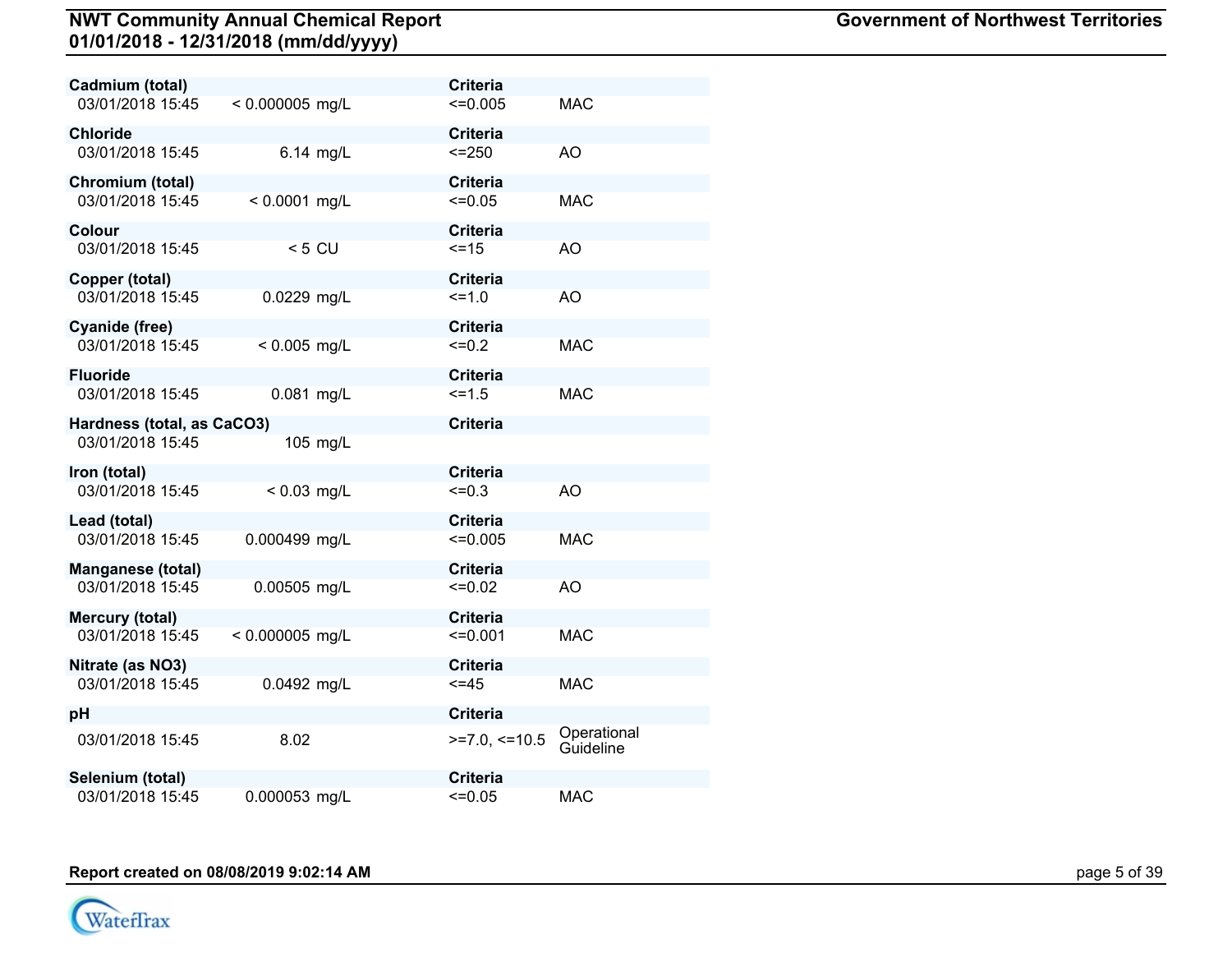| Parameter / Date | Result | Criteria | |
|---|---|---|---|
| **Cadmium (total)** | | **Criteria** | |
| 03/01/2018 15:45 | < 0.000005 mg/L | <=0.005 | MAC |
| **Chloride** | | **Criteria** | |
| 03/01/2018 15:45 | 6.14 mg/L | <=250 | AO |
| **Chromium (total)** | | **Criteria** | |
| 03/01/2018 15:45 | < 0.0001 mg/L | <=0.05 | MAC |
| **Colour** | | **Criteria** | |
| 03/01/2018 15:45 | < 5 CU | <=15 | AO |
| **Copper (total)** | | **Criteria** | |
| 03/01/2018 15:45 | 0.0229 mg/L | <=1.0 | AO |
| **Cyanide (free)** | | **Criteria** | |
| 03/01/2018 15:45 | < 0.005 mg/L | <=0.2 | MAC |
| **Fluoride** | | **Criteria** | |
| 03/01/2018 15:45 | 0.081 mg/L | <=1.5 | MAC |
| **Hardness (total, as CaCO3)** | | **Criteria** | |
| 03/01/2018 15:45 | 105 mg/L | | |
| **Iron (total)** | | **Criteria** | |
| 03/01/2018 15:45 | < 0.03 mg/L | <=0.3 | AO |
| **Lead (total)** | | **Criteria** | |
| 03/01/2018 15:45 | 0.000499 mg/L | <=0.005 | MAC |
| **Manganese (total)** | | **Criteria** | |
| 03/01/2018 15:45 | 0.00505 mg/L | <=0.02 | AO |
| **Mercury (total)** | | **Criteria** | |
| 03/01/2018 15:45 | < 0.000005 mg/L | <=0.001 | MAC |
| **Nitrate (as NO3)** | | **Criteria** | |
| 03/01/2018 15:45 | 0.0492 mg/L | <=45 | MAC |
| **pH** | | **Criteria** | |
| 03/01/2018 15:45 | 8.02 | >=7.0, <=10.5 | Operational Guideline |
| **Selenium (total)** | | **Criteria** | |
| 03/01/2018 15:45 | 0.000053 mg/L | <=0.05 | MAC |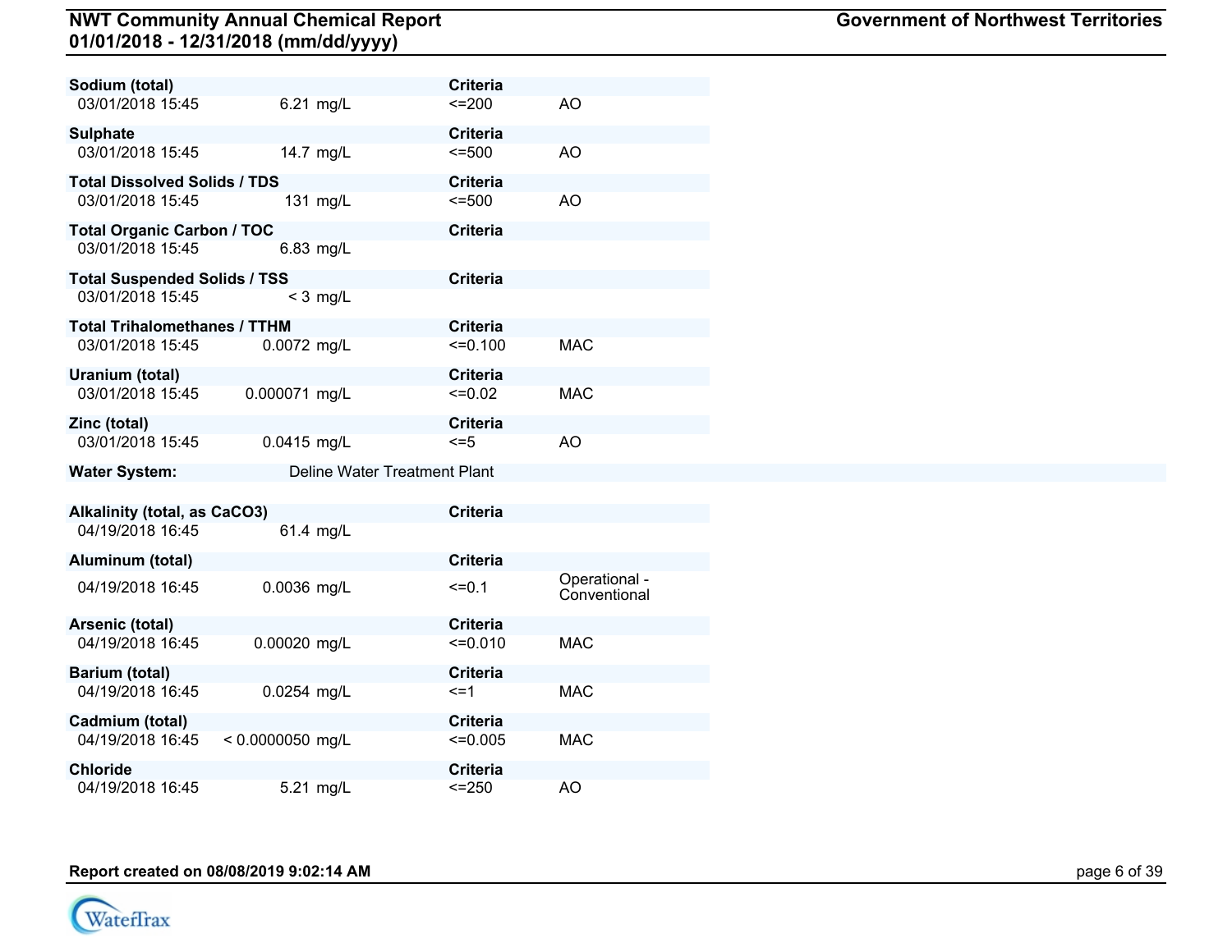| Parameter / Date | Result | Criteria | |
|---|---|---|---|
| **Sodium (total)** | | **Criteria** | |
| 03/01/2018 15:45 | 6.21 mg/L | <=200 | AO |
| **Sulphate** | | **Criteria** | |
| 03/01/2018 15:45 | 14.7 mg/L | <=500 | AO |
| **Total Dissolved Solids / TDS** | | **Criteria** | |
| 03/01/2018 15:45 | 131 mg/L | <=500 | AO |
| **Total Organic Carbon / TOC** | | **Criteria** | |
| 03/01/2018 15:45 | 6.83 mg/L | | |
| **Total Suspended Solids / TSS** | | **Criteria** | |
| 03/01/2018 15:45 | < 3 mg/L | | |
| **Total Trihalomethanes / TTHM** | | **Criteria** | |
| 03/01/2018 15:45 | 0.0072 mg/L | <=0.100 | MAC |
| **Uranium (total)** | | **Criteria** | |
| 03/01/2018 15:45 | 0.000071 mg/L | <=0.02 | MAC |
| **Zinc (total)** | | **Criteria** | |
| 03/01/2018 15:45 | 0.0415 mg/L | <=5 | AO |

**Water System:** Deline Water Treatment Plant

| Parameter / Date | Result | Criteria | |
|---|---|---|---|
| **Alkalinity (total, as CaCO3)** | | **Criteria** | |
| 04/19/2018 16:45 | 61.4 mg/L | | |
| **Aluminum (total)** | | **Criteria** | |
| 04/19/2018 16:45 | 0.0036 mg/L | <=0.1 | Operational - Conventional |
| **Arsenic (total)** | | **Criteria** | |
| 04/19/2018 16:45 | 0.00020 mg/L | <=0.010 | MAC |
| **Barium (total)** | | **Criteria** | |
| 04/19/2018 16:45 | 0.0254 mg/L | <=1 | MAC |
| **Cadmium (total)** | | **Criteria** | |
| 04/19/2018 16:45 | < 0.0000050 mg/L | <=0.005 | MAC |
| **Chloride** | | **Criteria** | |
| 04/19/2018 16:45 | 5.21 mg/L | <=250 | AO |

**Report created on 08/08/2019 9:02:14 AM**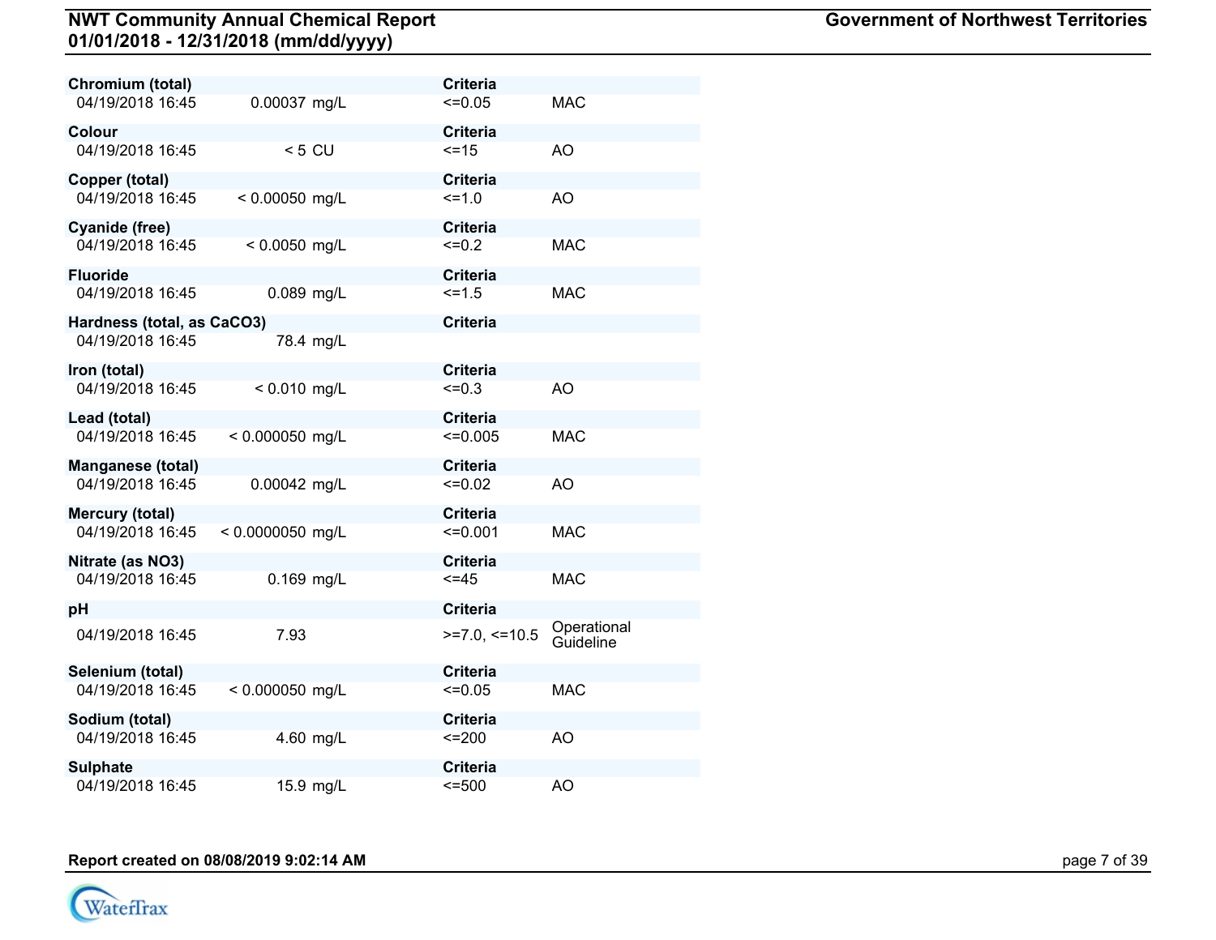| Parameter / Date | Result | Criteria | |
| --- | --- | --- | --- |
| **Chromium (total)** | | **Criteria** | |
| 04/19/2018 16:45 | 0.00037 mg/L | <=0.05 | MAC |
| **Colour** | | **Criteria** | |
| 04/19/2018 16:45 | < 5 CU | <=15 | AO |
| **Copper (total)** | | **Criteria** | |
| 04/19/2018 16:45 | < 0.00050 mg/L | <=1.0 | AO |
| **Cyanide (free)** | | **Criteria** | |
| 04/19/2018 16:45 | < 0.0050 mg/L | <=0.2 | MAC |
| **Fluoride** | | **Criteria** | |
| 04/19/2018 16:45 | 0.089 mg/L | <=1.5 | MAC |
| **Hardness (total, as CaCO3)** | | **Criteria** | |
| 04/19/2018 16:45 | 78.4 mg/L | | |
| **Iron (total)** | | **Criteria** | |
| 04/19/2018 16:45 | < 0.010 mg/L | <=0.3 | AO |
| **Lead (total)** | | **Criteria** | |
| 04/19/2018 16:45 | < 0.000050 mg/L | <=0.005 | MAC |
| **Manganese (total)** | | **Criteria** | |
| 04/19/2018 16:45 | 0.00042 mg/L | <=0.02 | AO |
| **Mercury (total)** | | **Criteria** | |
| 04/19/2018 16:45 | < 0.0000050 mg/L | <=0.001 | MAC |
| **Nitrate (as NO3)** | | **Criteria** | |
| 04/19/2018 16:45 | 0.169 mg/L | <=45 | MAC |
| **pH** | | **Criteria** | |
| 04/19/2018 16:45 | 7.93 | >=7.0, <=10.5 | Operational Guideline |
| **Selenium (total)** | | **Criteria** | |
| 04/19/2018 16:45 | < 0.000050 mg/L | <=0.05 | MAC |
| **Sodium (total)** | | **Criteria** | |
| 04/19/2018 16:45 | 4.60 mg/L | <=200 | AO |
| **Sulphate** | | **Criteria** | |
| 04/19/2018 16:45 | 15.9 mg/L | <=500 | AO |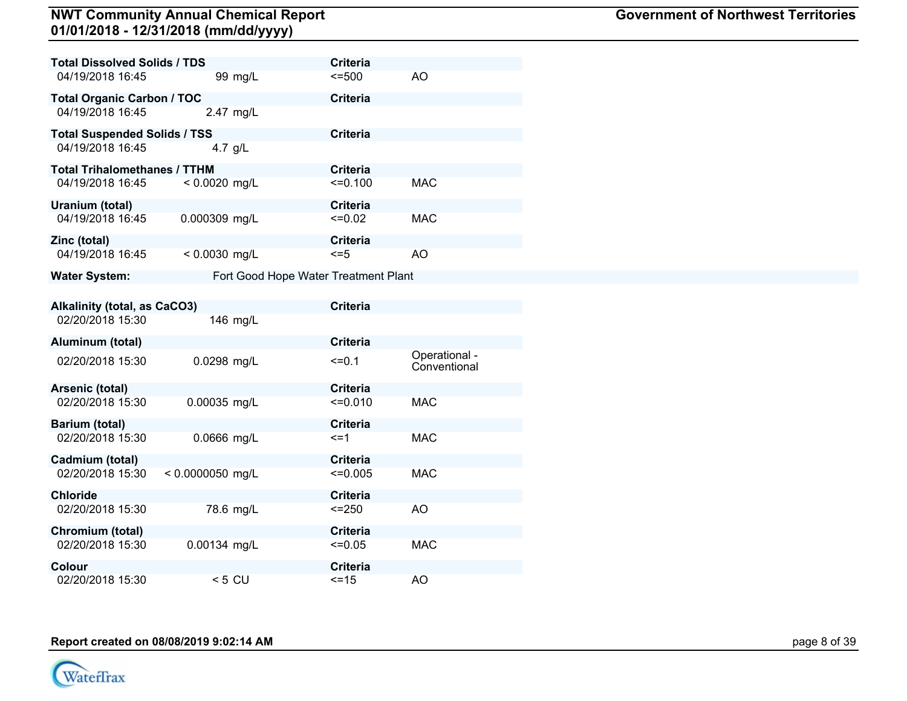| Total Dissolved Solids / TDS | | Criteria | |
|---|---|---|---|
| 04/19/2018 16:45 | 99 mg/L | <=500 | AO |

| Total Organic Carbon / TOC | | Criteria | |
|---|---|---|---|
| 04/19/2018 16:45 | 2.47 mg/L | | |

| Total Suspended Solids / TSS | | Criteria | |
|---|---|---|---|
| 04/19/2018 16:45 | 4.7 g/L | | |

| Total Trihalomethanes / TTHM | | Criteria | |
|---|---|---|---|
| 04/19/2018 16:45 | < 0.0020 mg/L | <=0.100 | MAC |

| Uranium (total) | | Criteria | |
|---|---|---|---|
| 04/19/2018 16:45 | 0.000309 mg/L | <=0.02 | MAC |

| Zinc (total) | | Criteria | |
|---|---|---|---|
| 04/19/2018 16:45 | < 0.0030 mg/L | <=5 | AO |

**Water System:** Fort Good Hope Water Treatment Plant

| Alkalinity (total, as CaCO3) | | Criteria | |
|---|---|---|---|
| 02/20/2018 15:30 | 146 mg/L | | |

| Aluminum (total) | | Criteria | |
|---|---|---|---|
| 02/20/2018 15:30 | 0.0298 mg/L | <=0.1 | Operational - Conventional |

| Arsenic (total) | | Criteria | |
|---|---|---|---|
| 02/20/2018 15:30 | 0.00035 mg/L | <=0.010 | MAC |

| Barium (total) | | Criteria | |
|---|---|---|---|
| 02/20/2018 15:30 | 0.0666 mg/L | <=1 | MAC |

| Cadmium (total) | | Criteria | |
|---|---|---|---|
| 02/20/2018 15:30 | < 0.0000050 mg/L | <=0.005 | MAC |

| Chloride | | Criteria | |
|---|---|---|---|
| 02/20/2018 15:30 | 78.6 mg/L | <=250 | AO |

| Chromium (total) | | Criteria | |
|---|---|---|---|
| 02/20/2018 15:30 | 0.00134 mg/L | <=0.05 | MAC |

| Colour | | Criteria | |
|---|---|---|---|
| 02/20/2018 15:30 | < 5 CU | <=15 | AO |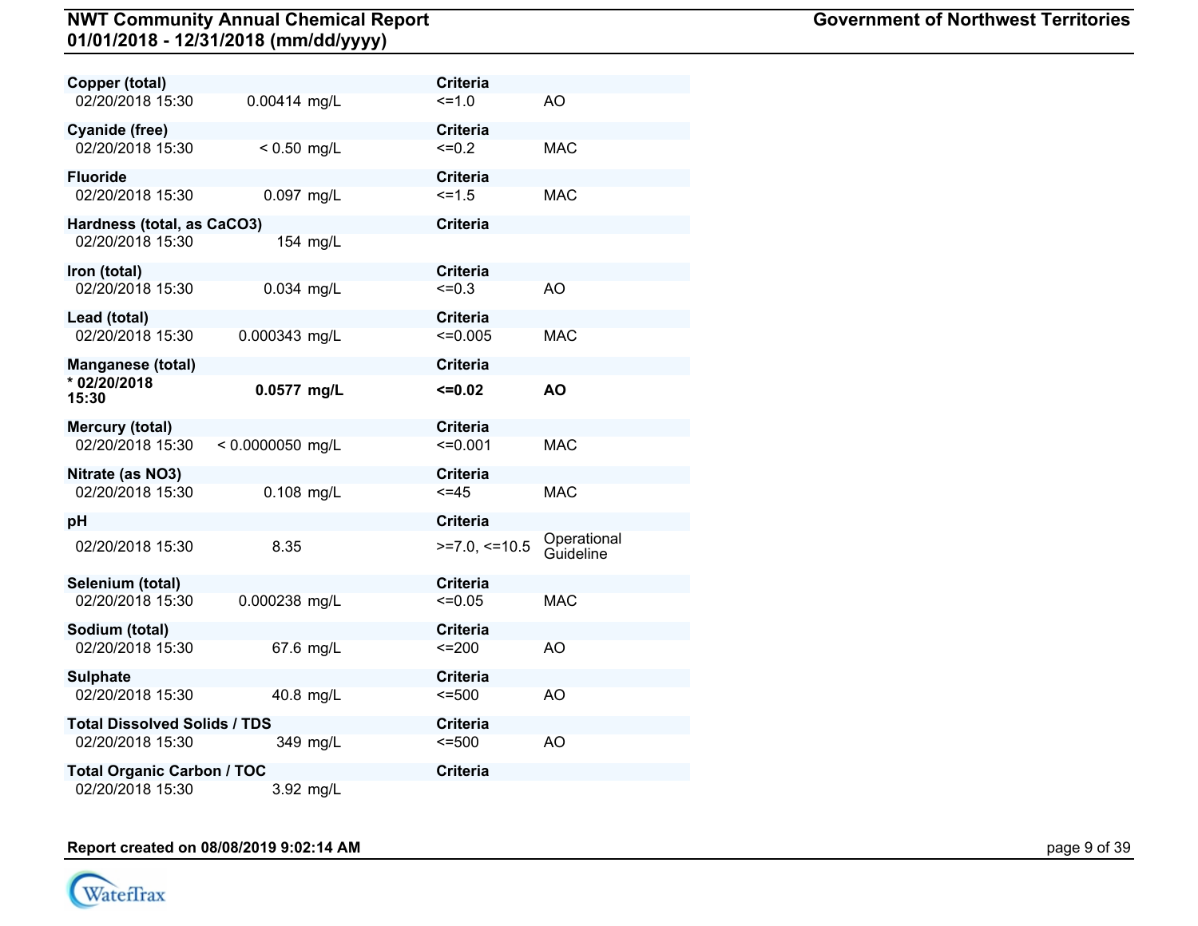| Parameter / Date | Result | Criteria | Type |
|---|---|---|---|
| **Copper (total)** | | **Criteria** | |
| 02/20/2018 15:30 | 0.00414 mg/L | <=1.0 | AO |
| **Cyanide (free)** | | **Criteria** | |
| 02/20/2018 15:30 | < 0.50 mg/L | <=0.2 | MAC |
| **Fluoride** | | **Criteria** | |
| 02/20/2018 15:30 | 0.097 mg/L | <=1.5 | MAC |
| **Hardness (total, as CaCO3)** | | **Criteria** | |
| 02/20/2018 15:30 | 154 mg/L | | |
| **Iron (total)** | | **Criteria** | |
| 02/20/2018 15:30 | 0.034 mg/L | <=0.3 | AO |
| **Lead (total)** | | **Criteria** | |
| 02/20/2018 15:30 | 0.000343 mg/L | <=0.005 | MAC |
| **Manganese (total)** | | **Criteria** | |
| **\* 02/20/2018 15:30** | **0.0577 mg/L** | **<=0.02** | **AO** |
| **Mercury (total)** | | **Criteria** | |
| 02/20/2018 15:30 | < 0.0000050 mg/L | <=0.001 | MAC |
| **Nitrate (as NO3)** | | **Criteria** | |
| 02/20/2018 15:30 | 0.108 mg/L | <=45 | MAC |
| **pH** | | **Criteria** | |
| 02/20/2018 15:30 | 8.35 | >=7.0, <=10.5 | Operational Guideline |
| **Selenium (total)** | | **Criteria** | |
| 02/20/2018 15:30 | 0.000238 mg/L | <=0.05 | MAC |
| **Sodium (total)** | | **Criteria** | |
| 02/20/2018 15:30 | 67.6 mg/L | <=200 | AO |
| **Sulphate** | | **Criteria** | |
| 02/20/2018 15:30 | 40.8 mg/L | <=500 | AO |
| **Total Dissolved Solids / TDS** | | **Criteria** | |
| 02/20/2018 15:30 | 349 mg/L | <=500 | AO |
| **Total Organic Carbon / TOC** | | **Criteria** | |
| 02/20/2018 15:30 | 3.92 mg/L | | |

**Report created on 08/08/2019 9:02:14 AM**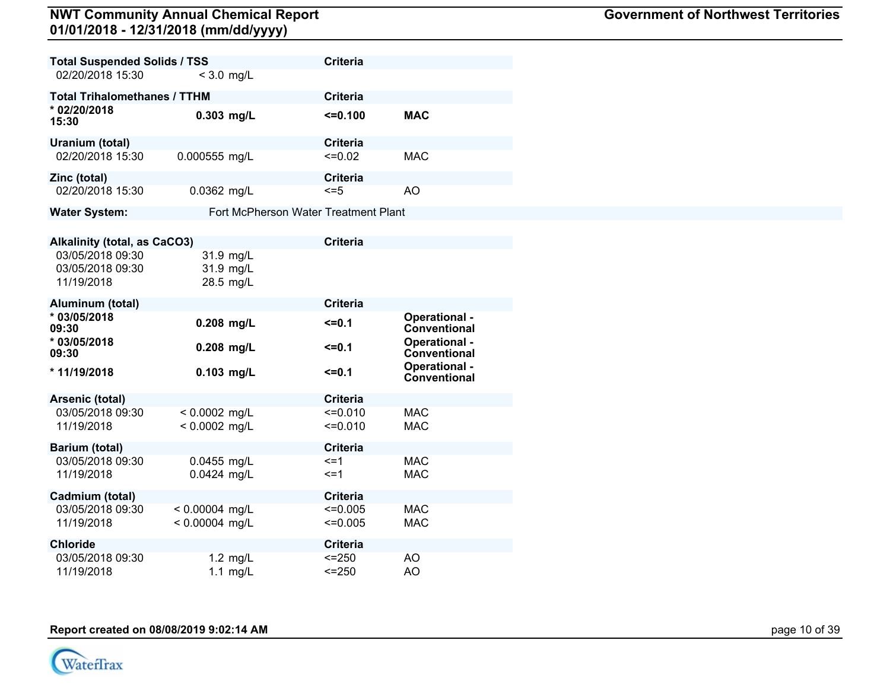**Total Suspended Solids / TSS**

| Date | Result | Criteria | |
|---|---|---|---|
| 02/20/2018 15:30 | < 3.0 mg/L | | |

**Total Trihalomethanes / TTHM**

| Date | Result | Criteria | |
|---|---|---|---|
| **\* 02/20/2018 15:30** | **0.303 mg/L** | **<=0.100** | **MAC** |

**Uranium (total)**

| Date | Result | Criteria | |
|---|---|---|---|
| 02/20/2018 15:30 | 0.000555 mg/L | <=0.02 | MAC |

**Zinc (total)**

| Date | Result | Criteria | |
|---|---|---|---|
| 02/20/2018 15:30 | 0.0362 mg/L | <=5 | AO |

**Water System:** Fort McPherson Water Treatment Plant

**Alkalinity (total, as CaCO3)**

| Date | Result | Criteria | |
|---|---|---|---|
| 03/05/2018 09:30 | 31.9 mg/L | | |
| 03/05/2018 09:30 | 31.9 mg/L | | |
| 11/19/2018 | 28.5 mg/L | | |

**Aluminum (total)**

| Date | Result | Criteria | |
|---|---|---|---|
| **\* 03/05/2018 09:30** | **0.208 mg/L** | **<=0.1** | **Operational - Conventional** |
| **\* 03/05/2018 09:30** | **0.208 mg/L** | **<=0.1** | **Operational - Conventional** |
| **\* 11/19/2018** | **0.103 mg/L** | **<=0.1** | **Operational - Conventional** |

**Arsenic (total)**

| Date | Result | Criteria | |
|---|---|---|---|
| 03/05/2018 09:30 | < 0.0002 mg/L | <=0.010 | MAC |
| 11/19/2018 | < 0.0002 mg/L | <=0.010 | MAC |

**Barium (total)**

| Date | Result | Criteria | |
|---|---|---|---|
| 03/05/2018 09:30 | 0.0455 mg/L | <=1 | MAC |
| 11/19/2018 | 0.0424 mg/L | <=1 | MAC |

**Cadmium (total)**

| Date | Result | Criteria | |
|---|---|---|---|
| 03/05/2018 09:30 | < 0.00004 mg/L | <=0.005 | MAC |
| 11/19/2018 | < 0.00004 mg/L | <=0.005 | MAC |

**Chloride**

| Date | Result | Criteria | |
|---|---|---|---|
| 03/05/2018 09:30 | 1.2 mg/L | <=250 | AO |
| 11/19/2018 | 1.1 mg/L | <=250 | AO |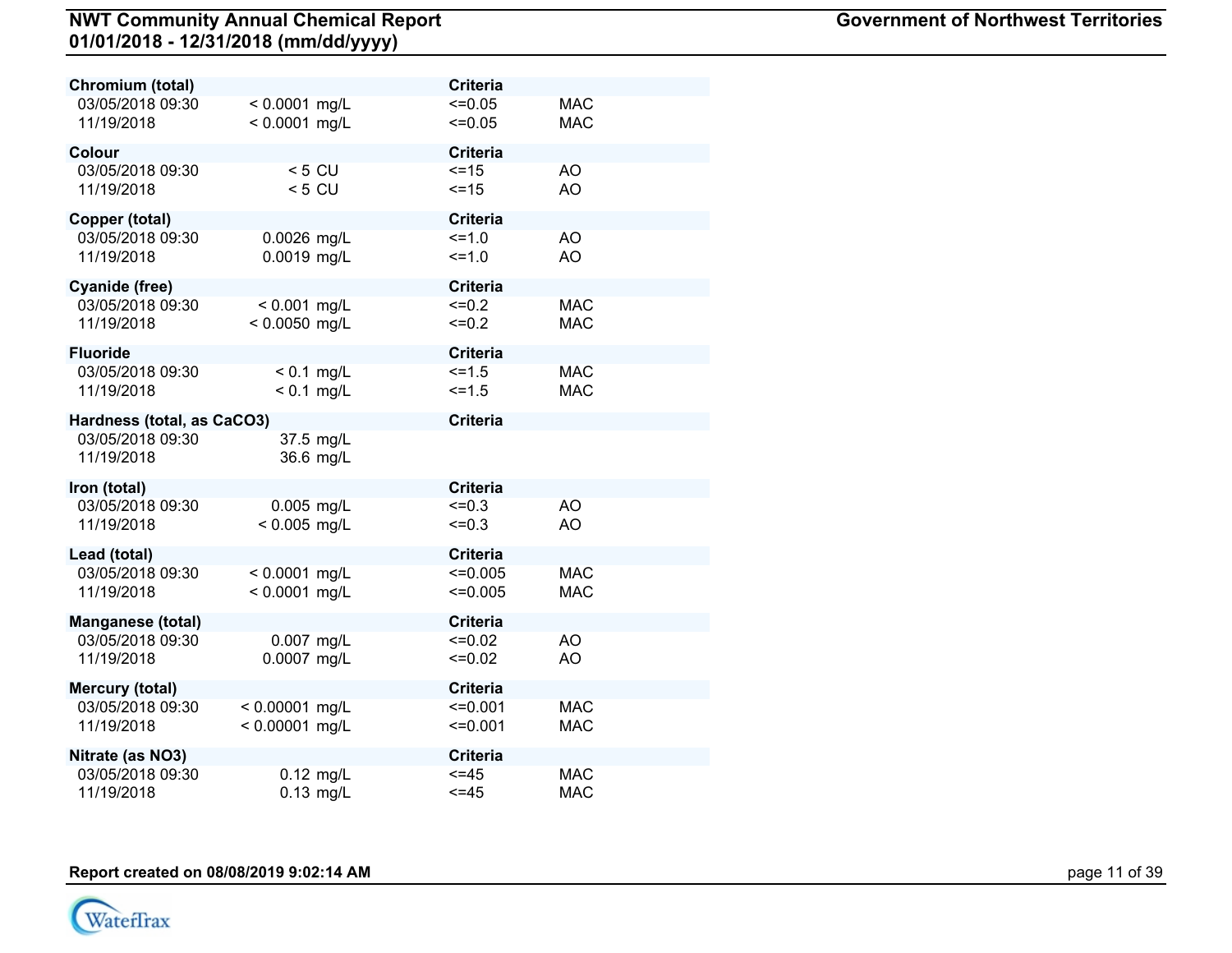| Chromium (total) | | Criteria | |
|---|---|---|---|
| 03/05/2018 09:30 | < 0.0001 mg/L | <=0.05 | MAC |
| 11/19/2018 | < 0.0001 mg/L | <=0.05 | MAC |

| Colour | | Criteria | |
|---|---|---|---|
| 03/05/2018 09:30 | < 5 CU | <=15 | AO |
| 11/19/2018 | < 5 CU | <=15 | AO |

| Copper (total) | | Criteria | |
|---|---|---|---|
| 03/05/2018 09:30 | 0.0026 mg/L | <=1.0 | AO |
| 11/19/2018 | 0.0019 mg/L | <=1.0 | AO |

| Cyanide (free) | | Criteria | |
|---|---|---|---|
| 03/05/2018 09:30 | < 0.001 mg/L | <=0.2 | MAC |
| 11/19/2018 | < 0.0050 mg/L | <=0.2 | MAC |

| Fluoride | | Criteria | |
|---|---|---|---|
| 03/05/2018 09:30 | < 0.1 mg/L | <=1.5 | MAC |
| 11/19/2018 | < 0.1 mg/L | <=1.5 | MAC |

| Hardness (total, as CaCO3) | | Criteria | |
|---|---|---|---|
| 03/05/2018 09:30 | 37.5 mg/L | | |
| 11/19/2018 | 36.6 mg/L | | |

| Iron (total) | | Criteria | |
|---|---|---|---|
| 03/05/2018 09:30 | 0.005 mg/L | <=0.3 | AO |
| 11/19/2018 | < 0.005 mg/L | <=0.3 | AO |

| Lead (total) | | Criteria | |
|---|---|---|---|
| 03/05/2018 09:30 | < 0.0001 mg/L | <=0.005 | MAC |
| 11/19/2018 | < 0.0001 mg/L | <=0.005 | MAC |

| Manganese (total) | | Criteria | |
|---|---|---|---|
| 03/05/2018 09:30 | 0.007 mg/L | <=0.02 | AO |
| 11/19/2018 | 0.0007 mg/L | <=0.02 | AO |

| Mercury (total) | | Criteria | |
|---|---|---|---|
| 03/05/2018 09:30 | < 0.00001 mg/L | <=0.001 | MAC |
| 11/19/2018 | < 0.00001 mg/L | <=0.001 | MAC |

| Nitrate (as NO3) | | Criteria | |
|---|---|---|---|
| 03/05/2018 09:30 | 0.12 mg/L | <=45 | MAC |
| 11/19/2018 | 0.13 mg/L | <=45 | MAC |

**Report created on 08/08/2019 9:02:14 AM**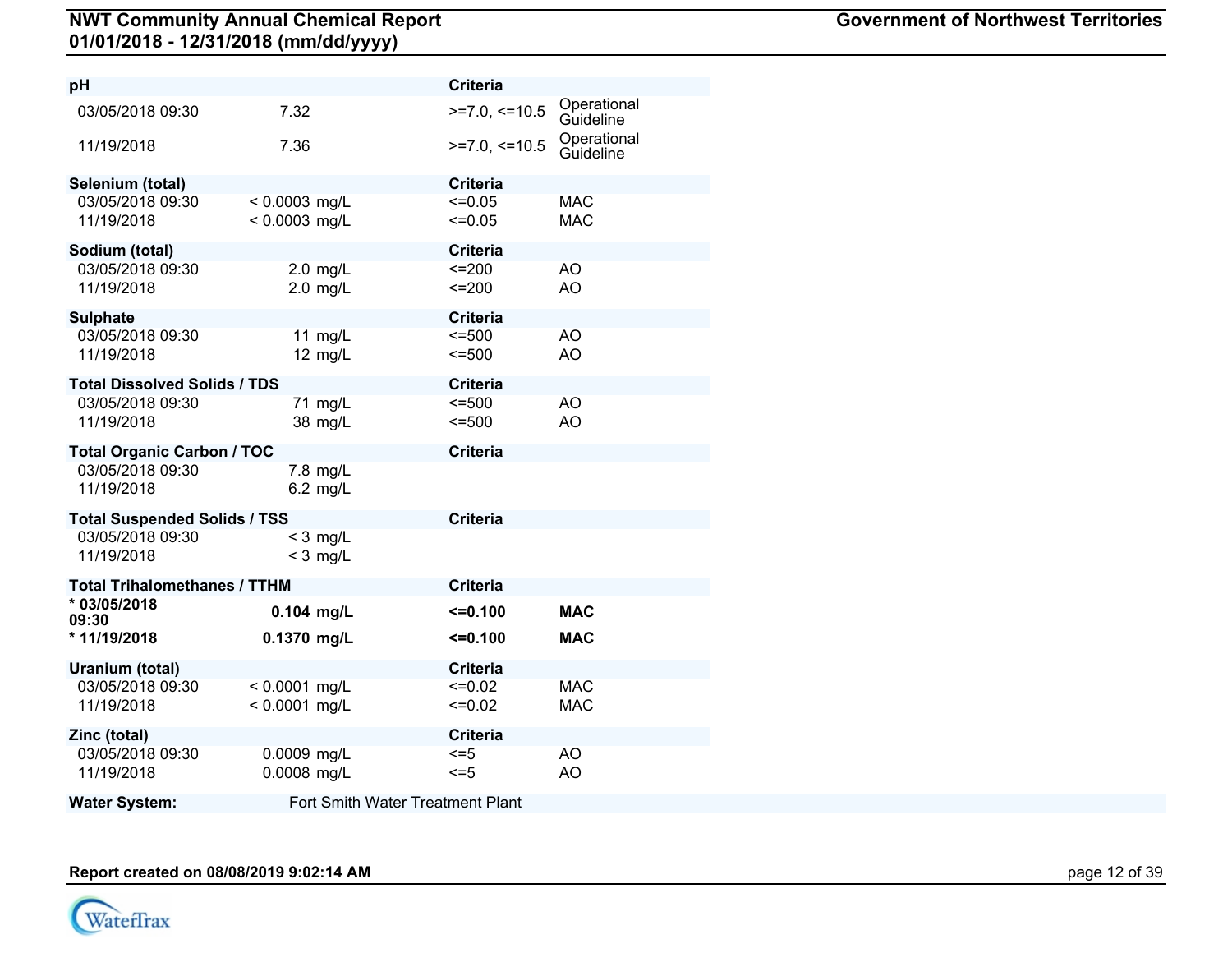| pH | | Criteria | |
|---|---|---|---|
| 03/05/2018 09:30 | 7.32 | >=7.0, <=10.5 | Operational Guideline |
| 11/19/2018 | 7.36 | >=7.0, <=10.5 | Operational Guideline |

| Selenium (total) | | Criteria | |
|---|---|---|---|
| 03/05/2018 09:30 | < 0.0003 mg/L | <=0.05 | MAC |
| 11/19/2018 | < 0.0003 mg/L | <=0.05 | MAC |

| Sodium (total) | | Criteria | |
|---|---|---|---|
| 03/05/2018 09:30 | 2.0 mg/L | <=200 | AO |
| 11/19/2018 | 2.0 mg/L | <=200 | AO |

| Sulphate | | Criteria | |
|---|---|---|---|
| 03/05/2018 09:30 | 11 mg/L | <=500 | AO |
| 11/19/2018 | 12 mg/L | <=500 | AO |

| Total Dissolved Solids / TDS | | Criteria | |
|---|---|---|---|
| 03/05/2018 09:30 | 71 mg/L | <=500 | AO |
| 11/19/2018 | 38 mg/L | <=500 | AO |

| Total Organic Carbon / TOC | | Criteria | |
|---|---|---|---|
| 03/05/2018 09:30 | 7.8 mg/L | | |
| 11/19/2018 | 6.2 mg/L | | |

| Total Suspended Solids / TSS | | Criteria | |
|---|---|---|---|
| 03/05/2018 09:30 | < 3 mg/L | | |
| 11/19/2018 | < 3 mg/L | | |

| Total Trihalomethanes / TTHM | | Criteria | |
|---|---|---|---|
| **\* 03/05/2018 09:30** | **0.104 mg/L** | **<=0.100** | **MAC** |
| **\* 11/19/2018** | **0.1370 mg/L** | **<=0.100** | **MAC** |

| Uranium (total) | | Criteria | |
|---|---|---|---|
| 03/05/2018 09:30 | < 0.0001 mg/L | <=0.02 | MAC |
| 11/19/2018 | < 0.0001 mg/L | <=0.02 | MAC |

| Zinc (total) | | Criteria | |
|---|---|---|---|
| 03/05/2018 09:30 | 0.0009 mg/L | <=5 | AO |
| 11/19/2018 | 0.0008 mg/L | <=5 | AO |

**Water System:** Fort Smith Water Treatment Plant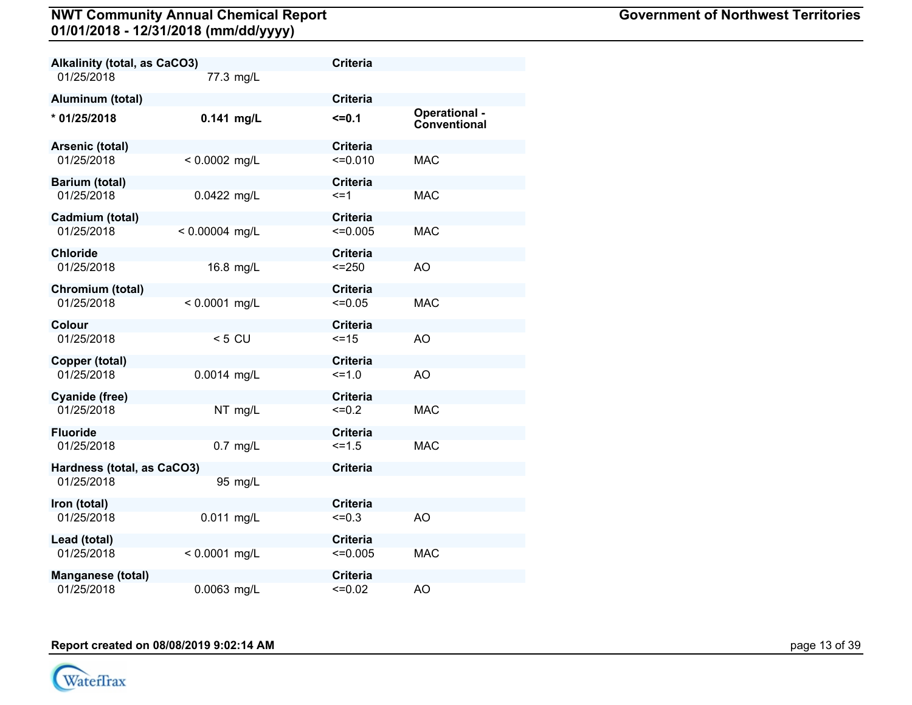| Alkalinity (total, as CaCO3) | | Criteria | |
|---|---|---|---|
| 01/25/2018 | 77.3 mg/L | | |

| Aluminum (total) | | Criteria | |
|---|---|---|---|
| **\* 01/25/2018** | **0.141 mg/L** | **<=0.1** | **Operational - Conventional** |

| Arsenic (total) | | Criteria | |
|---|---|---|---|
| 01/25/2018 | < 0.0002 mg/L | <=0.010 | MAC |

| Barium (total) | | Criteria | |
|---|---|---|---|
| 01/25/2018 | 0.0422 mg/L | <=1 | MAC |

| Cadmium (total) | | Criteria | |
|---|---|---|---|
| 01/25/2018 | < 0.00004 mg/L | <=0.005 | MAC |

| Chloride | | Criteria | |
|---|---|---|---|
| 01/25/2018 | 16.8 mg/L | <=250 | AO |

| Chromium (total) | | Criteria | |
|---|---|---|---|
| 01/25/2018 | < 0.0001 mg/L | <=0.05 | MAC |

| Colour | | Criteria | |
|---|---|---|---|
| 01/25/2018 | < 5 CU | <=15 | AO |

| Copper (total) | | Criteria | |
|---|---|---|---|
| 01/25/2018 | 0.0014 mg/L | <=1.0 | AO |

| Cyanide (free) | | Criteria | |
|---|---|---|---|
| 01/25/2018 | NT mg/L | <=0.2 | MAC |

| Fluoride | | Criteria | |
|---|---|---|---|
| 01/25/2018 | 0.7 mg/L | <=1.5 | MAC |

| Hardness (total, as CaCO3) | | Criteria | |
|---|---|---|---|
| 01/25/2018 | 95 mg/L | | |

| Iron (total) | | Criteria | |
|---|---|---|---|
| 01/25/2018 | 0.011 mg/L | <=0.3 | AO |

| Lead (total) | | Criteria | |
|---|---|---|---|
| 01/25/2018 | < 0.0001 mg/L | <=0.005 | MAC |

| Manganese (total) | | Criteria | |
|---|---|---|---|
| 01/25/2018 | 0.0063 mg/L | <=0.02 | AO |

**Report created on 08/08/2019 9:02:14 AM**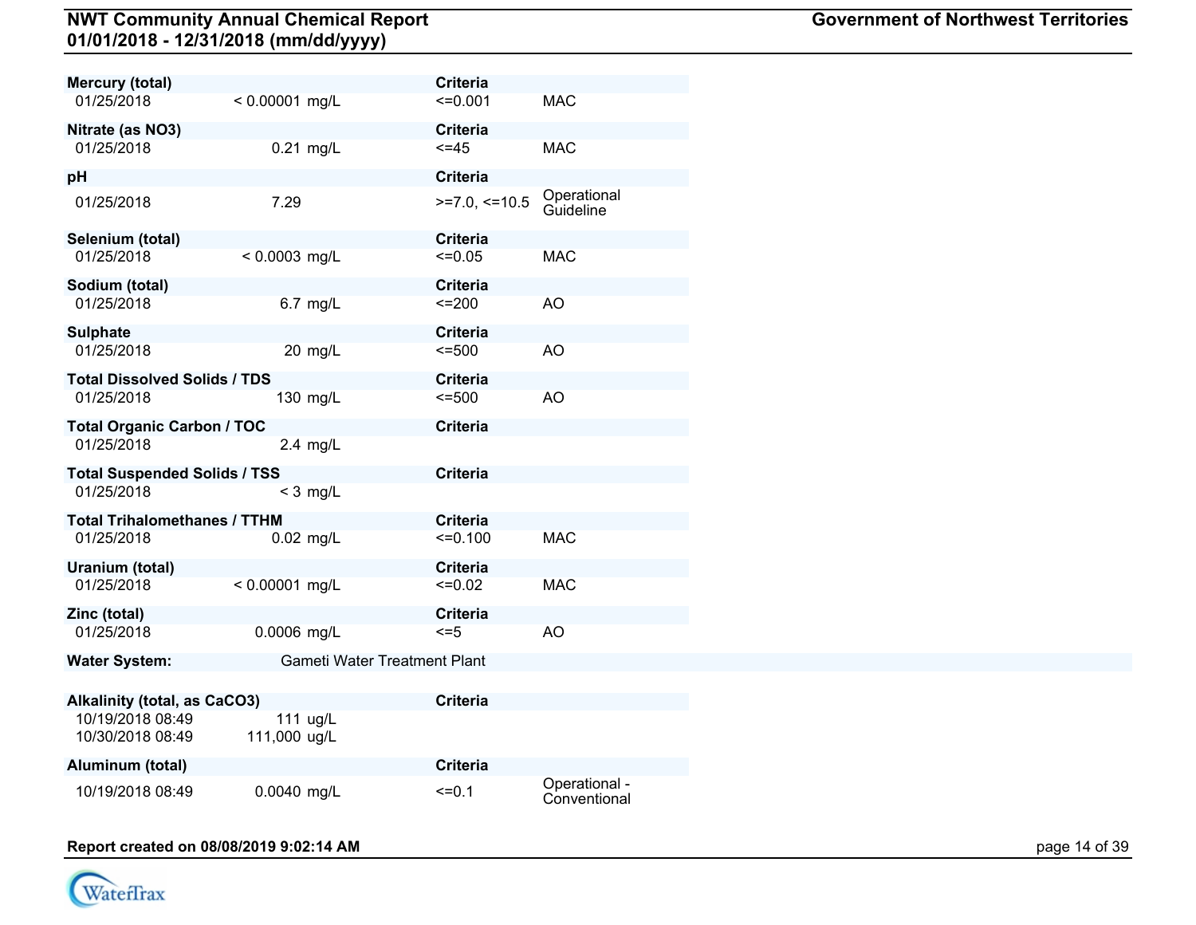| Mercury (total) | | Criteria | |
|---|---|---|---|
| 01/25/2018 | < 0.00001 mg/L | <=0.001 | MAC |

| Nitrate (as NO3) | | Criteria | |
|---|---|---|---|
| 01/25/2018 | 0.21 mg/L | <=45 | MAC |

| pH | | Criteria | |
|---|---|---|---|
| 01/25/2018 | 7.29 | >=7.0, <=10.5 | Operational Guideline |

| Selenium (total) | | Criteria | |
|---|---|---|---|
| 01/25/2018 | < 0.0003 mg/L | <=0.05 | MAC |

| Sodium (total) | | Criteria | |
|---|---|---|---|
| 01/25/2018 | 6.7 mg/L | <=200 | AO |

| Sulphate | | Criteria | |
|---|---|---|---|
| 01/25/2018 | 20 mg/L | <=500 | AO |

| Total Dissolved Solids / TDS | | Criteria | |
|---|---|---|---|
| 01/25/2018 | 130 mg/L | <=500 | AO |

| Total Organic Carbon / TOC | | Criteria | |
|---|---|---|---|
| 01/25/2018 | 2.4 mg/L | | |

| Total Suspended Solids / TSS | | Criteria | |
|---|---|---|---|
| 01/25/2018 | < 3 mg/L | | |

| Total Trihalomethanes / TTHM | | Criteria | |
|---|---|---|---|
| 01/25/2018 | 0.02 mg/L | <=0.100 | MAC |

| Uranium (total) | | Criteria | |
|---|---|---|---|
| 01/25/2018 | < 0.00001 mg/L | <=0.02 | MAC |

| Zinc (total) | | Criteria | |
|---|---|---|---|
| 01/25/2018 | 0.0006 mg/L | <=5 | AO |

**Water System:** Gameti Water Treatment Plant

| Alkalinity (total, as CaCO3) | | Criteria | |
|---|---|---|---|
| 10/19/2018 08:49 | 111 ug/L | | |
| 10/30/2018 08:49 | 111,000 ug/L | | |

| Aluminum (total) | | Criteria | |
|---|---|---|---|
| 10/19/2018 08:49 | 0.0040 mg/L | <=0.1 | Operational - Conventional |

**Report created on 08/08/2019 9:02:14 AM**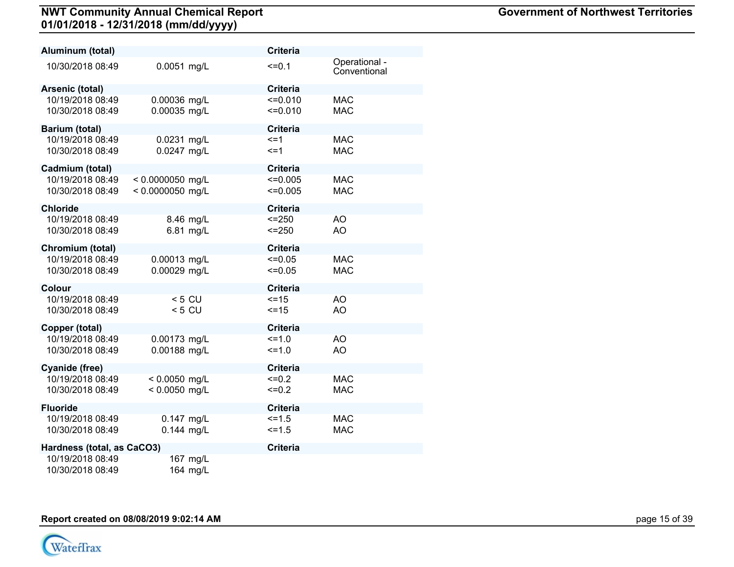| Aluminum (total) | | Criteria | |
|---|---|---|---|
| 10/30/2018 08:49 | 0.0051 mg/L | <=0.1 | Operational - Conventional |

| Arsenic (total) | | Criteria | |
|---|---|---|---|
| 10/19/2018 08:49 | 0.00036 mg/L | <=0.010 | MAC |
| 10/30/2018 08:49 | 0.00035 mg/L | <=0.010 | MAC |

| Barium (total) | | Criteria | |
|---|---|---|---|
| 10/19/2018 08:49 | 0.0231 mg/L | <=1 | MAC |
| 10/30/2018 08:49 | 0.0247 mg/L | <=1 | MAC |

| Cadmium (total) | | Criteria | |
|---|---|---|---|
| 10/19/2018 08:49 | < 0.0000050 mg/L | <=0.005 | MAC |
| 10/30/2018 08:49 | < 0.0000050 mg/L | <=0.005 | MAC |

| Chloride | | Criteria | |
|---|---|---|---|
| 10/19/2018 08:49 | 8.46 mg/L | <=250 | AO |
| 10/30/2018 08:49 | 6.81 mg/L | <=250 | AO |

| Chromium (total) | | Criteria | |
|---|---|---|---|
| 10/19/2018 08:49 | 0.00013 mg/L | <=0.05 | MAC |
| 10/30/2018 08:49 | 0.00029 mg/L | <=0.05 | MAC |

| Colour | | Criteria | |
|---|---|---|---|
| 10/19/2018 08:49 | < 5 CU | <=15 | AO |
| 10/30/2018 08:49 | < 5 CU | <=15 | AO |

| Copper (total) | | Criteria | |
|---|---|---|---|
| 10/19/2018 08:49 | 0.00173 mg/L | <=1.0 | AO |
| 10/30/2018 08:49 | 0.00188 mg/L | <=1.0 | AO |

| Cyanide (free) | | Criteria | |
|---|---|---|---|
| 10/19/2018 08:49 | < 0.0050 mg/L | <=0.2 | MAC |
| 10/30/2018 08:49 | < 0.0050 mg/L | <=0.2 | MAC |

| Fluoride | | Criteria | |
|---|---|---|---|
| 10/19/2018 08:49 | 0.147 mg/L | <=1.5 | MAC |
| 10/30/2018 08:49 | 0.144 mg/L | <=1.5 | MAC |

| Hardness (total, as $CaCO_3$) | | Criteria | |
|---|---|---|---|
| 10/19/2018 08:49 | 167 mg/L | | |
| 10/30/2018 08:49 | 164 mg/L | | |

Report created on 08/08/2019 9:02:14 AM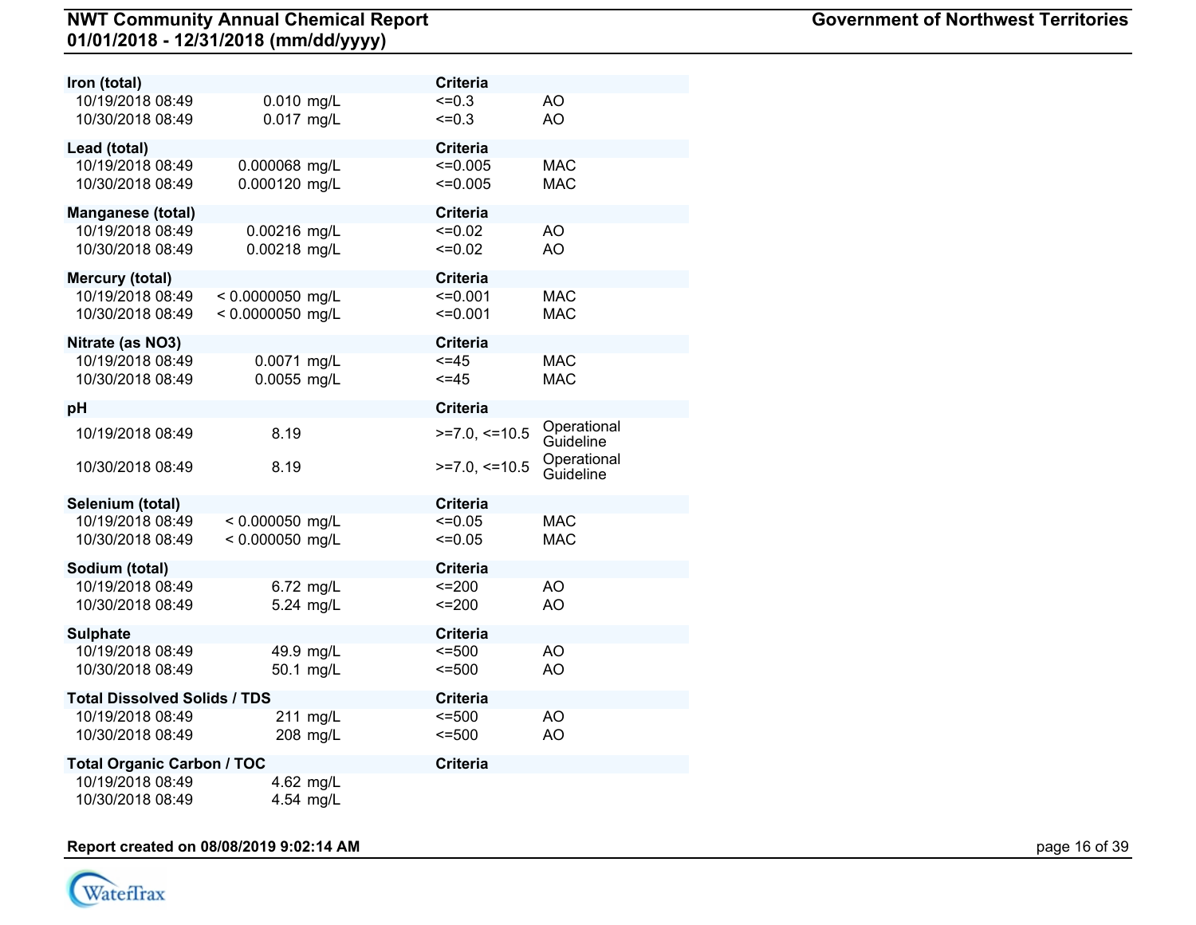| Iron (total) | | Criteria | |
|---|---|---|---|
| 10/19/2018 08:49 | 0.010 mg/L | <=0.3 | AO |
| 10/30/2018 08:49 | 0.017 mg/L | <=0.3 | AO |

| Lead (total) | | Criteria | |
|---|---|---|---|
| 10/19/2018 08:49 | 0.000068 mg/L | <=0.005 | MAC |
| 10/30/2018 08:49 | 0.000120 mg/L | <=0.005 | MAC |

| Manganese (total) | | Criteria | |
|---|---|---|---|
| 10/19/2018 08:49 | 0.00216 mg/L | <=0.02 | AO |
| 10/30/2018 08:49 | 0.00218 mg/L | <=0.02 | AO |

| Mercury (total) | | Criteria | |
|---|---|---|---|
| 10/19/2018 08:49 | < 0.0000050 mg/L | <=0.001 | MAC |
| 10/30/2018 08:49 | < 0.0000050 mg/L | <=0.001 | MAC |

| Nitrate (as NO3) | | Criteria | |
|---|---|---|---|
| 10/19/2018 08:49 | 0.0071 mg/L | <=45 | MAC |
| 10/30/2018 08:49 | 0.0055 mg/L | <=45 | MAC |

| pH | | Criteria | |
|---|---|---|---|
| 10/19/2018 08:49 | 8.19 | >=7.0, <=10.5 | Operational Guideline |
| 10/30/2018 08:49 | 8.19 | >=7.0, <=10.5 | Operational Guideline |

| Selenium (total) | | Criteria | |
|---|---|---|---|
| 10/19/2018 08:49 | < 0.000050 mg/L | <=0.05 | MAC |
| 10/30/2018 08:49 | < 0.000050 mg/L | <=0.05 | MAC |

| Sodium (total) | | Criteria | |
|---|---|---|---|
| 10/19/2018 08:49 | 6.72 mg/L | <=200 | AO |
| 10/30/2018 08:49 | 5.24 mg/L | <=200 | AO |

| Sulphate | | Criteria | |
|---|---|---|---|
| 10/19/2018 08:49 | 49.9 mg/L | <=500 | AO |
| 10/30/2018 08:49 | 50.1 mg/L | <=500 | AO |

| Total Dissolved Solids / TDS | | Criteria | |
|---|---|---|---|
| 10/19/2018 08:49 | 211 mg/L | <=500 | AO |
| 10/30/2018 08:49 | 208 mg/L | <=500 | AO |

| Total Organic Carbon / TOC | | Criteria | |
|---|---|---|---|
| 10/19/2018 08:49 | 4.62 mg/L | | |
| 10/30/2018 08:49 | 4.54 mg/L | | |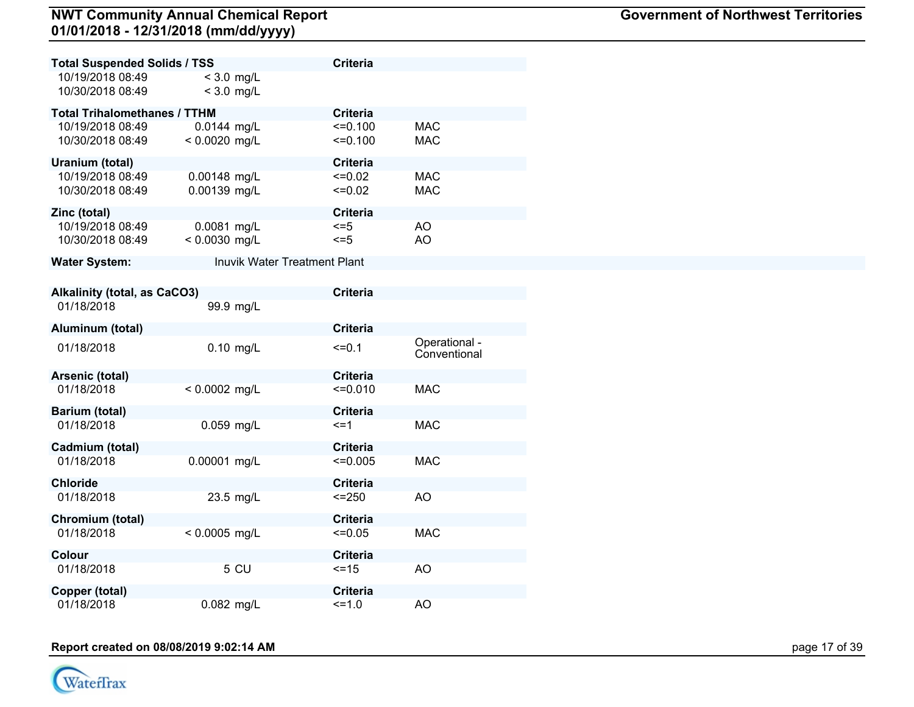| Total Suspended Solids / TSS | | Criteria | |
|---|---|---|---|
| 10/19/2018 08:49 | < 3.0 mg/L | | |
| 10/30/2018 08:49 | < 3.0 mg/L | | |

| Total Trihalomethanes / TTHM | | Criteria | |
|---|---|---|---|
| 10/19/2018 08:49 | 0.0144 mg/L | <=0.100 | MAC |
| 10/30/2018 08:49 | < 0.0020 mg/L | <=0.100 | MAC |

| Uranium (total) | | Criteria | |
|---|---|---|---|
| 10/19/2018 08:49 | 0.00148 mg/L | <=0.02 | MAC |
| 10/30/2018 08:49 | 0.00139 mg/L | <=0.02 | MAC |

| Zinc (total) | | Criteria | |
|---|---|---|---|
| 10/19/2018 08:49 | 0.0081 mg/L | <=5 | AO |
| 10/30/2018 08:49 | < 0.0030 mg/L | <=5 | AO |

**Water System:** Inuvik Water Treatment Plant

| Alkalinity (total, as CaCO3) | | Criteria | |
|---|---|---|---|
| 01/18/2018 | 99.9 mg/L | | |

| Aluminum (total) | | Criteria | |
|---|---|---|---|
| 01/18/2018 | 0.10 mg/L | <=0.1 | Operational - Conventional |

| Arsenic (total) | | Criteria | |
|---|---|---|---|
| 01/18/2018 | < 0.0002 mg/L | <=0.010 | MAC |

| Barium (total) | | Criteria | |
|---|---|---|---|
| 01/18/2018 | 0.059 mg/L | <=1 | MAC |

| Cadmium (total) | | Criteria | |
|---|---|---|---|
| 01/18/2018 | 0.00001 mg/L | <=0.005 | MAC |

| Chloride | | Criteria | |
|---|---|---|---|
| 01/18/2018 | 23.5 mg/L | <=250 | AO |

| Chromium (total) | | Criteria | |
|---|---|---|---|
| 01/18/2018 | < 0.0005 mg/L | <=0.05 | MAC |

| Colour | | Criteria | |
|---|---|---|---|
| 01/18/2018 | 5 CU | <=15 | AO |

| Copper (total) | | Criteria | |
|---|---|---|---|
| 01/18/2018 | 0.082 mg/L | <=1.0 | AO |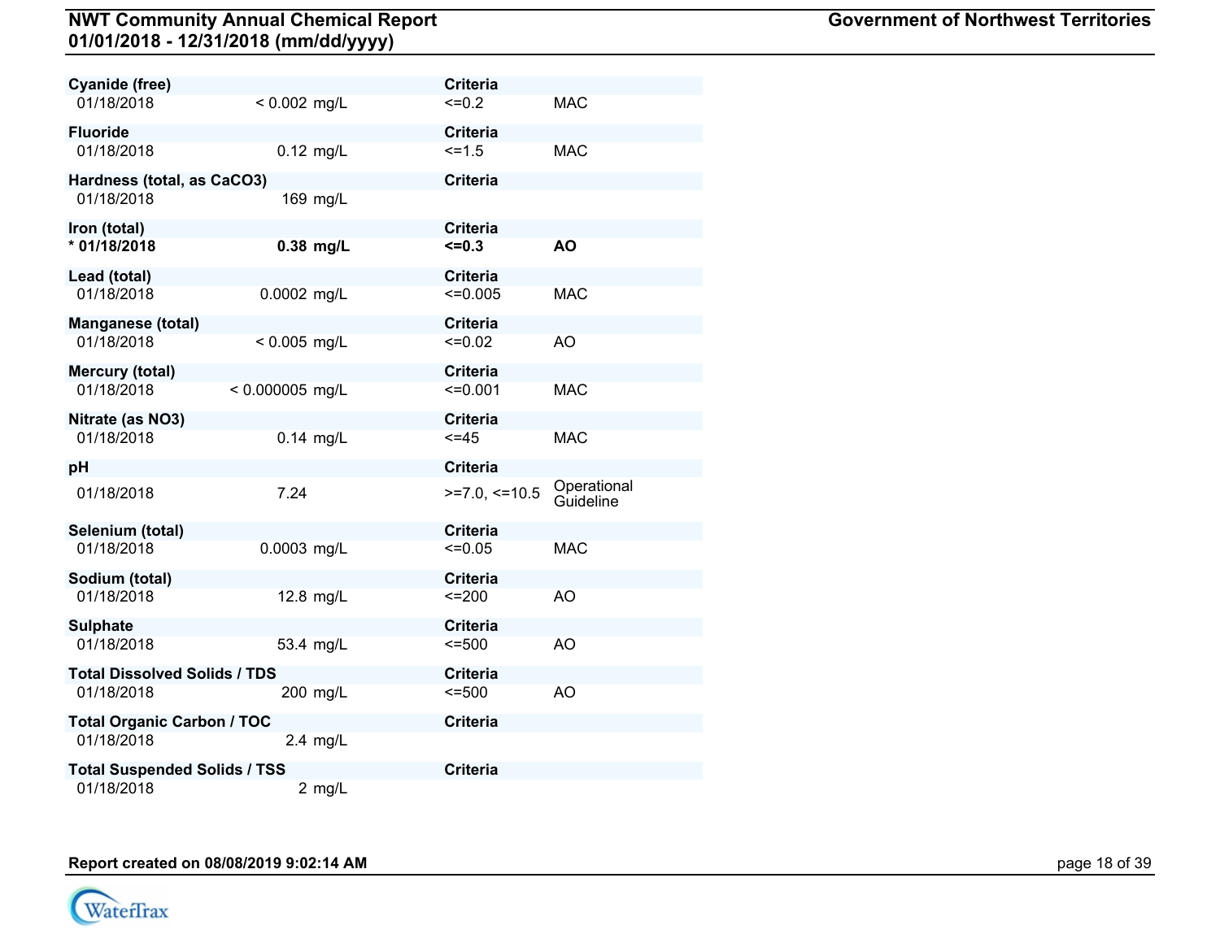| Parameter / Date | Result | Criteria | |
|---|---|---|---|
| **Cyanide (free)** | | **Criteria** | |
| 01/18/2018 | < 0.002 mg/L | <=0.2 | MAC |
| **Fluoride** | | **Criteria** | |
| 01/18/2018 | 0.12 mg/L | <=1.5 | MAC |
| **Hardness (total, as CaCO3)** | | **Criteria** | |
| 01/18/2018 | 169 mg/L | | |
| **Iron (total)** | | **Criteria** | |
| **\* 01/18/2018** | **0.38 mg/L** | **<=0.3** | **AO** |
| **Lead (total)** | | **Criteria** | |
| 01/18/2018 | 0.0002 mg/L | <=0.005 | MAC |
| **Manganese (total)** | | **Criteria** | |
| 01/18/2018 | < 0.005 mg/L | <=0.02 | AO |
| **Mercury (total)** | | **Criteria** | |
| 01/18/2018 | < 0.000005 mg/L | <=0.001 | MAC |
| **Nitrate (as NO3)** | | **Criteria** | |
| 01/18/2018 | 0.14 mg/L | <=45 | MAC |
| **pH** | | **Criteria** | |
| 01/18/2018 | 7.24 | >=7.0, <=10.5 | Operational Guideline |
| **Selenium (total)** | | **Criteria** | |
| 01/18/2018 | 0.0003 mg/L | <=0.05 | MAC |
| **Sodium (total)** | | **Criteria** | |
| 01/18/2018 | 12.8 mg/L | <=200 | AO |
| **Sulphate** | | **Criteria** | |
| 01/18/2018 | 53.4 mg/L | <=500 | AO |
| **Total Dissolved Solids / TDS** | | **Criteria** | |
| 01/18/2018 | 200 mg/L | <=500 | AO |
| **Total Organic Carbon / TOC** | | **Criteria** | |
| 01/18/2018 | 2.4 mg/L | | |
| **Total Suspended Solids / TSS** | | **Criteria** | |
| 01/18/2018 | 2 mg/L | | |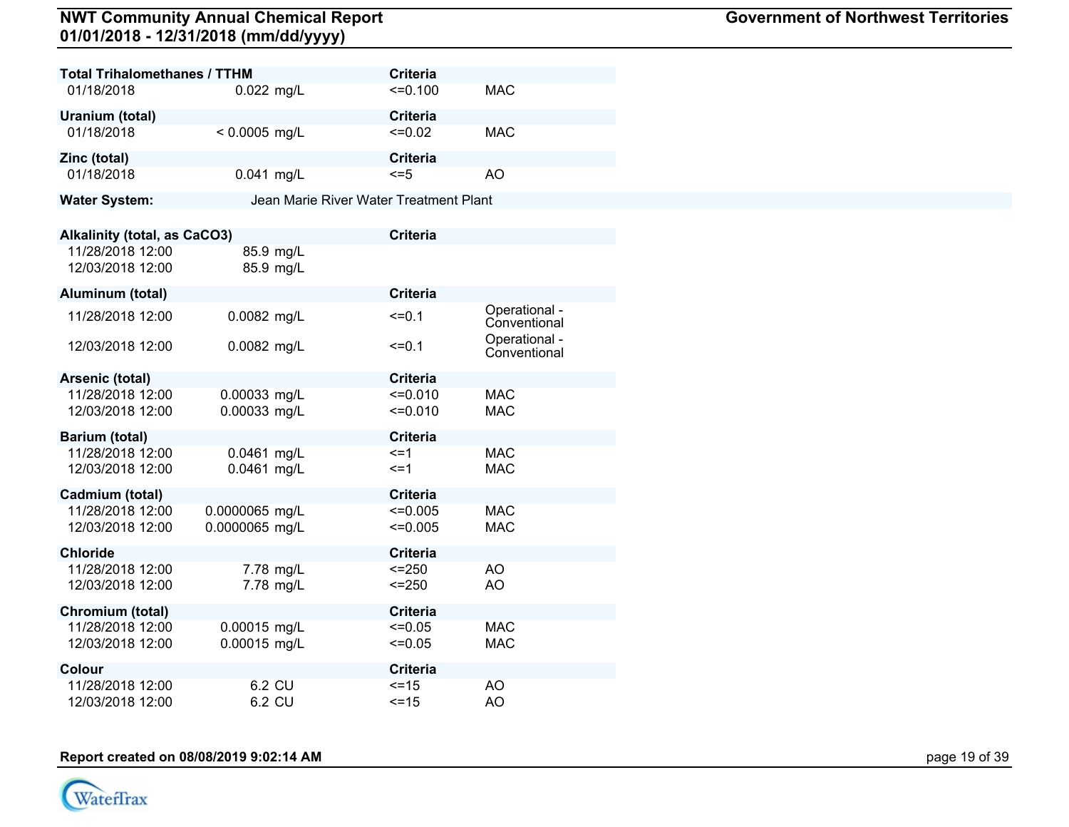| Total Trihalomethanes / TTHM | | Criteria | |
|---|---|---|---|
| 01/18/2018 | 0.022 mg/L | <=0.100 | MAC |

| Uranium (total) | | Criteria | |
|---|---|---|---|
| 01/18/2018 | < 0.0005 mg/L | <=0.02 | MAC |

| Zinc (total) | | Criteria | |
|---|---|---|---|
| 01/18/2018 | 0.041 mg/L | <=5 | AO |

**Water System:** Jean Marie River Water Treatment Plant

| Alkalinity (total, as CaCO3) | | Criteria | |
|---|---|---|---|
| 11/28/2018 12:00 | 85.9 mg/L | | |
| 12/03/2018 12:00 | 85.9 mg/L | | |

| Aluminum (total) | | Criteria | |
|---|---|---|---|
| 11/28/2018 12:00 | 0.0082 mg/L | <=0.1 | Operational - Conventional |
| 12/03/2018 12:00 | 0.0082 mg/L | <=0.1 | Operational - Conventional |

| Arsenic (total) | | Criteria | |
|---|---|---|---|
| 11/28/2018 12:00 | 0.00033 mg/L | <=0.010 | MAC |
| 12/03/2018 12:00 | 0.00033 mg/L | <=0.010 | MAC |

| Barium (total) | | Criteria | |
|---|---|---|---|
| 11/28/2018 12:00 | 0.0461 mg/L | <=1 | MAC |
| 12/03/2018 12:00 | 0.0461 mg/L | <=1 | MAC |

| Cadmium (total) | | Criteria | |
|---|---|---|---|
| 11/28/2018 12:00 | 0.0000065 mg/L | <=0.005 | MAC |
| 12/03/2018 12:00 | 0.0000065 mg/L | <=0.005 | MAC |

| Chloride | | Criteria | |
|---|---|---|---|
| 11/28/2018 12:00 | 7.78 mg/L | <=250 | AO |
| 12/03/2018 12:00 | 7.78 mg/L | <=250 | AO |

| Chromium (total) | | Criteria | |
|---|---|---|---|
| 11/28/2018 12:00 | 0.00015 mg/L | <=0.05 | MAC |
| 12/03/2018 12:00 | 0.00015 mg/L | <=0.05 | MAC |

| Colour | | Criteria | |
|---|---|---|---|
| 11/28/2018 12:00 | 6.2 CU | <=15 | AO |
| 12/03/2018 12:00 | 6.2 CU | <=15 | AO |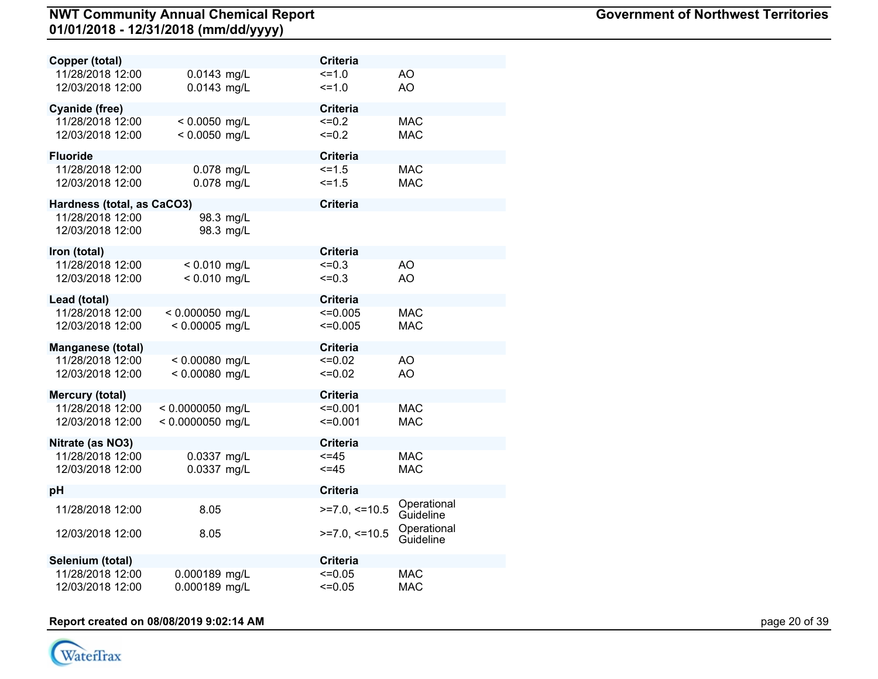| Copper (total) | | Criteria | |
| --- | --- | --- | --- |
| 11/28/2018 12:00 | 0.0143 mg/L | <=1.0 | AO |
| 12/03/2018 12:00 | 0.0143 mg/L | <=1.0 | AO |
| **Cyanide (free)** | | **Criteria** | |
| 11/28/2018 12:00 | < 0.0050 mg/L | <=0.2 | MAC |
| 12/03/2018 12:00 | < 0.0050 mg/L | <=0.2 | MAC |
| **Fluoride** | | **Criteria** | |
| 11/28/2018 12:00 | 0.078 mg/L | <=1.5 | MAC |
| 12/03/2018 12:00 | 0.078 mg/L | <=1.5 | MAC |
| **Hardness (total, as CaCO3)** | | **Criteria** | |
| 11/28/2018 12:00 | 98.3 mg/L | | |
| 12/03/2018 12:00 | 98.3 mg/L | | |
| **Iron (total)** | | **Criteria** | |
| 11/28/2018 12:00 | < 0.010 mg/L | <=0.3 | AO |
| 12/03/2018 12:00 | < 0.010 mg/L | <=0.3 | AO |
| **Lead (total)** | | **Criteria** | |
| 11/28/2018 12:00 | < 0.000050 mg/L | <=0.005 | MAC |
| 12/03/2018 12:00 | < 0.00005 mg/L | <=0.005 | MAC |
| **Manganese (total)** | | **Criteria** | |
| 11/28/2018 12:00 | < 0.00080 mg/L | <=0.02 | AO |
| 12/03/2018 12:00 | < 0.00080 mg/L | <=0.02 | AO |
| **Mercury (total)** | | **Criteria** | |
| 11/28/2018 12:00 | < 0.0000050 mg/L | <=0.001 | MAC |
| 12/03/2018 12:00 | < 0.0000050 mg/L | <=0.001 | MAC |
| **Nitrate (as NO3)** | | **Criteria** | |
| 11/28/2018 12:00 | 0.0337 mg/L | <=45 | MAC |
| 12/03/2018 12:00 | 0.0337 mg/L | <=45 | MAC |
| **pH** | | **Criteria** | |
| 11/28/2018 12:00 | 8.05 | >=7.0, <=10.5 | Operational Guideline |
| 12/03/2018 12:00 | 8.05 | >=7.0, <=10.5 | Operational Guideline |
| **Selenium (total)** | | **Criteria** | |
| 11/28/2018 12:00 | 0.000189 mg/L | <=0.05 | MAC |
| 12/03/2018 12:00 | 0.000189 mg/L | <=0.05 | MAC |

**Report created on 08/08/2019 9:02:14 AM**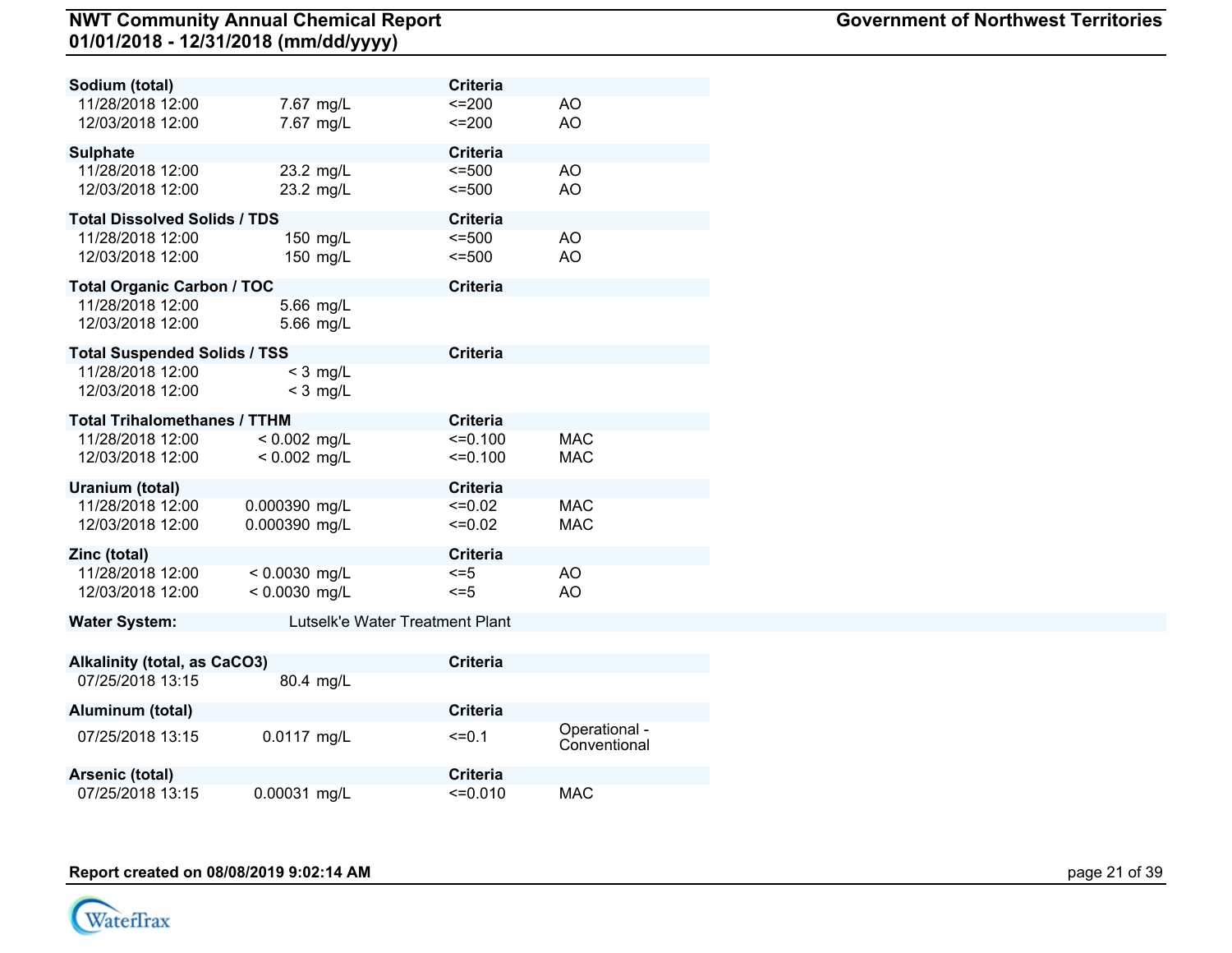### Sodium (total)

| Date | Result | Criteria | |
|---|---|---|---|
| 11/28/2018 12:00 | 7.67 mg/L | <=200 | AO |
| 12/03/2018 12:00 | 7.67 mg/L | <=200 | AO |

### Sulphate

| Date | Result | Criteria | |
|---|---|---|---|
| 11/28/2018 12:00 | 23.2 mg/L | <=500 | AO |
| 12/03/2018 12:00 | 23.2 mg/L | <=500 | AO |

### Total Dissolved Solids / TDS

| Date | Result | Criteria | |
|---|---|---|---|
| 11/28/2018 12:00 | 150 mg/L | <=500 | AO |
| 12/03/2018 12:00 | 150 mg/L | <=500 | AO |

### Total Organic Carbon / TOC

| Date | Result | Criteria | |
|---|---|---|---|
| 11/28/2018 12:00 | 5.66 mg/L | | |
| 12/03/2018 12:00 | 5.66 mg/L | | |

### Total Suspended Solids / TSS

| Date | Result | Criteria | |
|---|---|---|---|
| 11/28/2018 12:00 | < 3 mg/L | | |
| 12/03/2018 12:00 | < 3 mg/L | | |

### Total Trihalomethanes / TTHM

| Date | Result | Criteria | |
|---|---|---|---|
| 11/28/2018 12:00 | < 0.002 mg/L | <=0.100 | MAC |
| 12/03/2018 12:00 | < 0.002 mg/L | <=0.100 | MAC |

### Uranium (total)

| Date | Result | Criteria | |
|---|---|---|---|
| 11/28/2018 12:00 | 0.000390 mg/L | <=0.02 | MAC |
| 12/03/2018 12:00 | 0.000390 mg/L | <=0.02 | MAC |

### Zinc (total)

| Date | Result | Criteria | |
|---|---|---|---|
| 11/28/2018 12:00 | < 0.0030 mg/L | <=5 | AO |
| 12/03/2018 12:00 | < 0.0030 mg/L | <=5 | AO |

## Water System: Lutselk'e Water Treatment Plant

### Alkalinity (total, as CaCO3)

| Date | Result | Criteria | |
|---|---|---|---|
| 07/25/2018 13:15 | 80.4 mg/L | | |

### Aluminum (total)

| Date | Result | Criteria | |
|---|---|---|---|
| 07/25/2018 13:15 | 0.0117 mg/L | <=0.1 | Operational - Conventional |

### Arsenic (total)

| Date | Result | Criteria | |
|---|---|---|---|
| 07/25/2018 13:15 | 0.00031 mg/L | <=0.010 | MAC |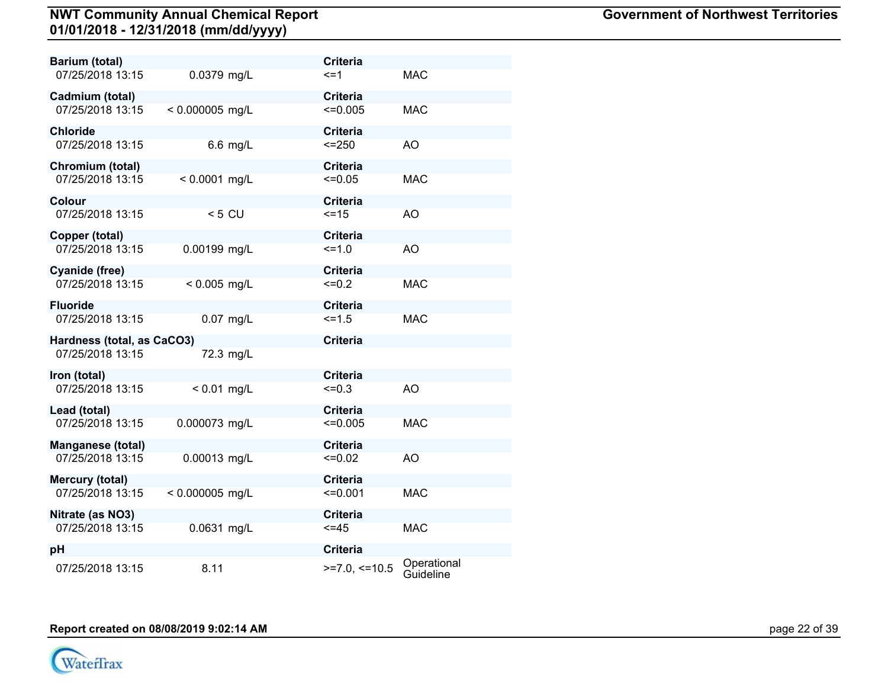| Parameter | Date/Time | Result | Criteria | Type |
|---|---|---|---|---|
| **Barium (total)** | 07/25/2018 13:15 | 0.0379 mg/L | <=1 | MAC |
| **Cadmium (total)** | 07/25/2018 13:15 | < 0.000005 mg/L | <=0.005 | MAC |
| **Chloride** | 07/25/2018 13:15 | 6.6 mg/L | <=250 | AO |
| **Chromium (total)** | 07/25/2018 13:15 | < 0.0001 mg/L | <=0.05 | MAC |
| **Colour** | 07/25/2018 13:15 | < 5 CU | <=15 | AO |
| **Copper (total)** | 07/25/2018 13:15 | 0.00199 mg/L | <=1.0 | AO |
| **Cyanide (free)** | 07/25/2018 13:15 | < 0.005 mg/L | <=0.2 | MAC |
| **Fluoride** | 07/25/2018 13:15 | 0.07 mg/L | <=1.5 | MAC |
| **Hardness (total, as CaCO3)** | 07/25/2018 13:15 | 72.3 mg/L | | |
| **Iron (total)** | 07/25/2018 13:15 | < 0.01 mg/L | <=0.3 | AO |
| **Lead (total)** | 07/25/2018 13:15 | 0.000073 mg/L | <=0.005 | MAC |
| **Manganese (total)** | 07/25/2018 13:15 | 0.00013 mg/L | <=0.02 | AO |
| **Mercury (total)** | 07/25/2018 13:15 | < 0.000005 mg/L | <=0.001 | MAC |
| **Nitrate (as NO3)** | 07/25/2018 13:15 | 0.0631 mg/L | <=45 | MAC |
| **pH** | 07/25/2018 13:15 | 8.11 | >=7.0, <=10.5 | Operational Guideline |

**Report created on 08/08/2019 9:02:14 AM**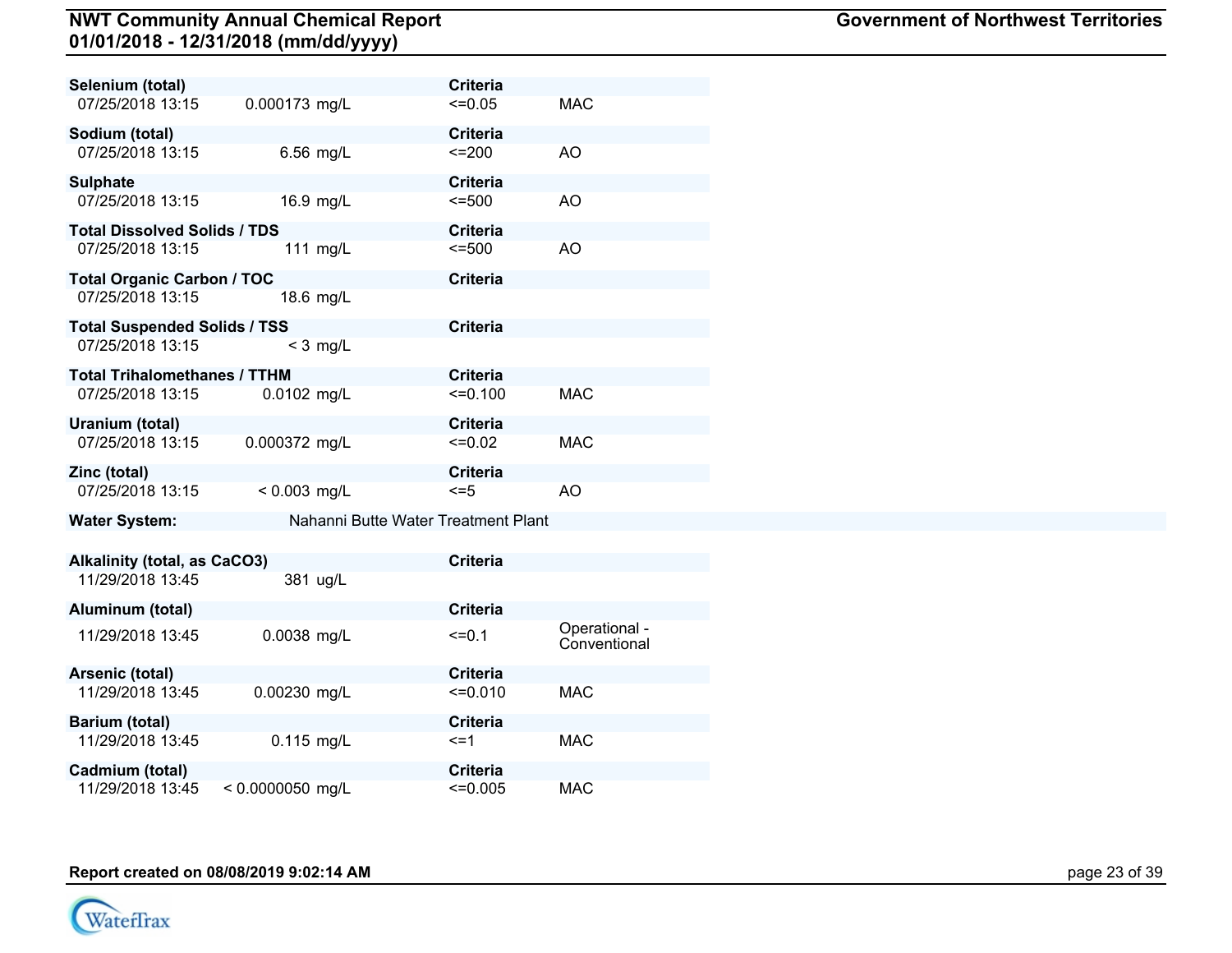**Selenium (total)** | | Criteria |
---|---|---|---
07/25/2018 13:15 | 0.000173 mg/L | <=0.05 | MAC

| **Sodium (total)** | | **Criteria** | |
|---|---|---|---|
| 07/25/2018 13:15 | 6.56 mg/L | <=200 | AO |

| **Sulphate** | | **Criteria** | |
|---|---|---|---|
| 07/25/2018 13:15 | 16.9 mg/L | <=500 | AO |

| **Total Dissolved Solids / TDS** | | **Criteria** | |
|---|---|---|---|
| 07/25/2018 13:15 | 111 mg/L | <=500 | AO |

| **Total Organic Carbon / TOC** | | **Criteria** | |
|---|---|---|---|
| 07/25/2018 13:15 | 18.6 mg/L | | |

| **Total Suspended Solids / TSS** | | **Criteria** | |
|---|---|---|---|
| 07/25/2018 13:15 | < 3 mg/L | | |

| **Total Trihalomethanes / TTHM** | | **Criteria** | |
|---|---|---|---|
| 07/25/2018 13:15 | 0.0102 mg/L | <=0.100 | MAC |

| **Uranium (total)** | | **Criteria** | |
|---|---|---|---|
| 07/25/2018 13:15 | 0.000372 mg/L | <=0.02 | MAC |

| **Zinc (total)** | | **Criteria** | |
|---|---|---|---|
| 07/25/2018 13:15 | < 0.003 mg/L | <=5 | AO |

**Water System:** Nahanni Butte Water Treatment Plant

| **Alkalinity (total, as CaCO3)** | | **Criteria** | |
|---|---|---|---|
| 11/29/2018 13:45 | 381 ug/L | | |

| **Aluminum (total)** | | **Criteria** | |
|---|---|---|---|
| 11/29/2018 13:45 | 0.0038 mg/L | <=0.1 | Operational - Conventional |

| **Arsenic (total)** | | **Criteria** | |
|---|---|---|---|
| 11/29/2018 13:45 | 0.00230 mg/L | <=0.010 | MAC |

| **Barium (total)** | | **Criteria** | |
|---|---|---|---|
| 11/29/2018 13:45 | 0.115 mg/L | <=1 | MAC |

| **Cadmium (total)** | | **Criteria** | |
|---|---|---|---|
| 11/29/2018 13:45 | < 0.0000050 mg/L | <=0.005 | MAC |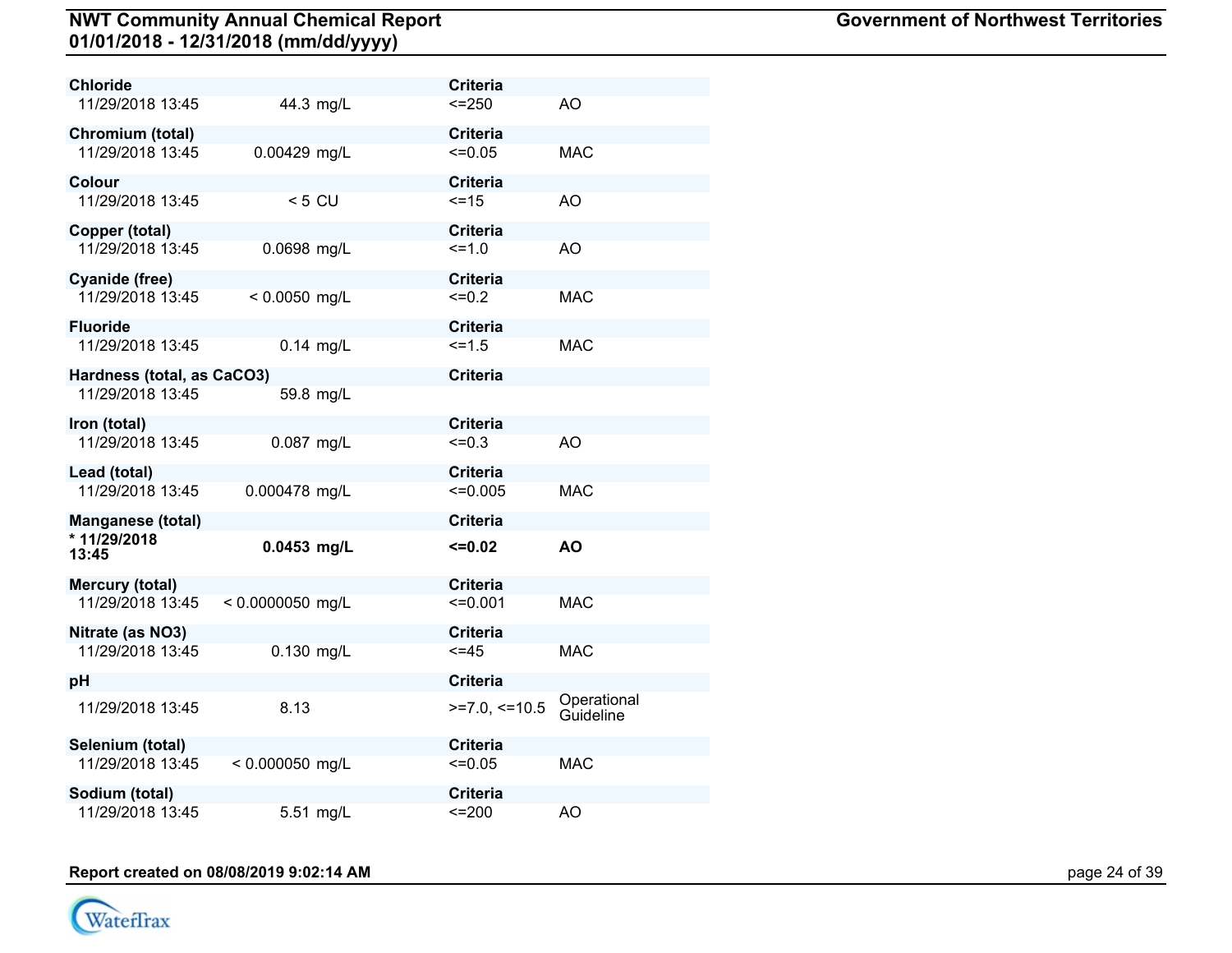| Parameter / Date | Result | Criteria | Type |
|---|---|---|---|
| **Chloride** | | **Criteria** | |
| 11/29/2018 13:45 | 44.3 mg/L | <=250 | AO |
| **Chromium (total)** | | **Criteria** | |
| 11/29/2018 13:45 | 0.00429 mg/L | <=0.05 | MAC |
| **Colour** | | **Criteria** | |
| 11/29/2018 13:45 | < 5 CU | <=15 | AO |
| **Copper (total)** | | **Criteria** | |
| 11/29/2018 13:45 | 0.0698 mg/L | <=1.0 | AO |
| **Cyanide (free)** | | **Criteria** | |
| 11/29/2018 13:45 | < 0.0050 mg/L | <=0.2 | MAC |
| **Fluoride** | | **Criteria** | |
| 11/29/2018 13:45 | 0.14 mg/L | <=1.5 | MAC |
| **Hardness (total, as CaCO3)** | | **Criteria** | |
| 11/29/2018 13:45 | 59.8 mg/L | | |
| **Iron (total)** | | **Criteria** | |
| 11/29/2018 13:45 | 0.087 mg/L | <=0.3 | AO |
| **Lead (total)** | | **Criteria** | |
| 11/29/2018 13:45 | 0.000478 mg/L | <=0.005 | MAC |
| **Manganese (total)** | | **Criteria** | |
| **\* 11/29/2018 13:45** | **0.0453 mg/L** | **<=0.02** | **AO** |
| **Mercury (total)** | | **Criteria** | |
| 11/29/2018 13:45 | < 0.0000050 mg/L | <=0.001 | MAC |
| **Nitrate (as NO3)** | | **Criteria** | |
| 11/29/2018 13:45 | 0.130 mg/L | <=45 | MAC |
| **pH** | | **Criteria** | |
| 11/29/2018 13:45 | 8.13 | >=7.0, <=10.5 | Operational Guideline |
| **Selenium (total)** | | **Criteria** | |
| 11/29/2018 13:45 | < 0.000050 mg/L | <=0.05 | MAC |
| **Sodium (total)** | | **Criteria** | |
| 11/29/2018 13:45 | 5.51 mg/L | <=200 | AO |

**Report created on 08/08/2019 9:02:14 AM**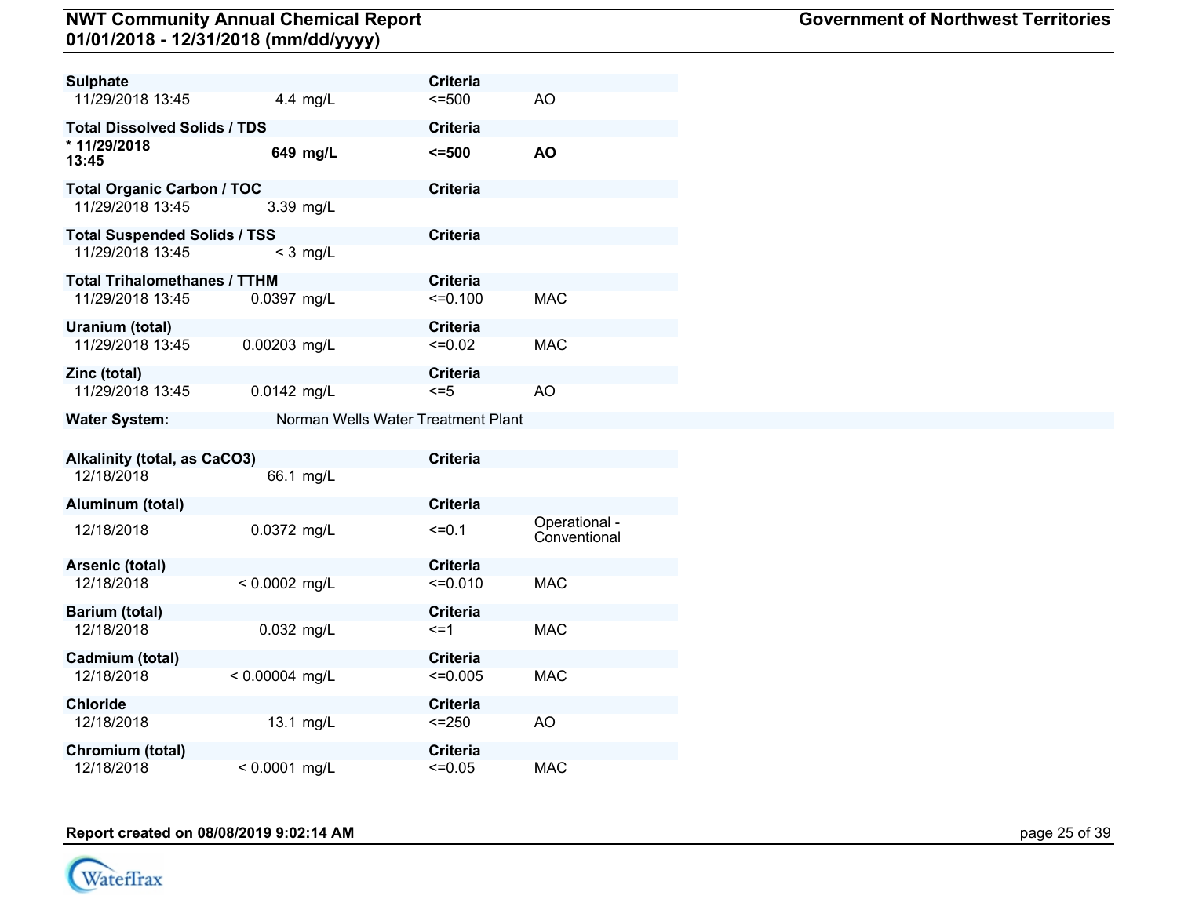**Sulphate** | | **Criteria** |
---|---|---|---
11/29/2018 13:45 | 4.4 mg/L | <=500 | AO

| **Total Dissolved Solids / TDS** | | **Criteria** | |
|---|---|---|---|
| **\* 11/29/2018 13:45** | **649 mg/L** | **<=500** | **AO** |

| **Total Organic Carbon / TOC** | | **Criteria** | |
|---|---|---|---|
| 11/29/2018 13:45 | 3.39 mg/L | | |

| **Total Suspended Solids / TSS** | | **Criteria** | |
|---|---|---|---|
| 11/29/2018 13:45 | < 3 mg/L | | |

| **Total Trihalomethanes / TTHM** | | **Criteria** | |
|---|---|---|---|
| 11/29/2018 13:45 | 0.0397 mg/L | <=0.100 | MAC |

| **Uranium (total)** | | **Criteria** | |
|---|---|---|---|
| 11/29/2018 13:45 | 0.00203 mg/L | <=0.02 | MAC |

| **Zinc (total)** | | **Criteria** | |
|---|---|---|---|
| 11/29/2018 13:45 | 0.0142 mg/L | <=5 | AO |

**Water System:** Norman Wells Water Treatment Plant

| **Alkalinity (total, as CaCO3)** | | **Criteria** | |
|---|---|---|---|
| 12/18/2018 | 66.1 mg/L | | |

| **Aluminum (total)** | | **Criteria** | |
|---|---|---|---|
| 12/18/2018 | 0.0372 mg/L | <=0.1 | Operational - Conventional |

| **Arsenic (total)** | | **Criteria** | |
|---|---|---|---|
| 12/18/2018 | < 0.0002 mg/L | <=0.010 | MAC |

| **Barium (total)** | | **Criteria** | |
|---|---|---|---|
| 12/18/2018 | 0.032 mg/L | <=1 | MAC |

| **Cadmium (total)** | | **Criteria** | |
|---|---|---|---|
| 12/18/2018 | < 0.00004 mg/L | <=0.005 | MAC |

| **Chloride** | | **Criteria** | |
|---|---|---|---|
| 12/18/2018 | 13.1 mg/L | <=250 | AO |

| **Chromium (total)** | | **Criteria** | |
|---|---|---|---|
| 12/18/2018 | < 0.0001 mg/L | <=0.05 | MAC |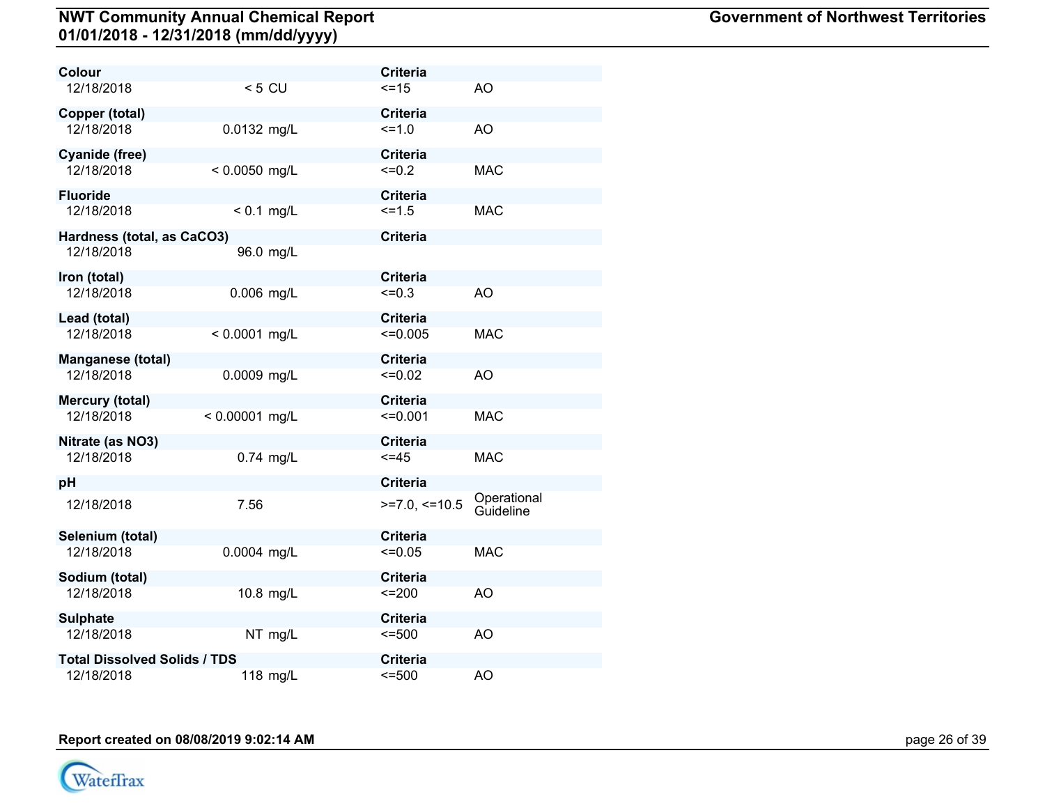| Parameter / Date | Result | Criteria | Type |
|---|---|---|---|
| **Colour** | | **Criteria** | |
| 12/18/2018 | < 5 CU | <=15 | AO |
| **Copper (total)** | | **Criteria** | |
| 12/18/2018 | 0.0132 mg/L | <=1.0 | AO |
| **Cyanide (free)** | | **Criteria** | |
| 12/18/2018 | < 0.0050 mg/L | <=0.2 | MAC |
| **Fluoride** | | **Criteria** | |
| 12/18/2018 | < 0.1 mg/L | <=1.5 | MAC |
| **Hardness (total, as CaCO3)** | | **Criteria** | |
| 12/18/2018 | 96.0 mg/L | | |
| **Iron (total)** | | **Criteria** | |
| 12/18/2018 | 0.006 mg/L | <=0.3 | AO |
| **Lead (total)** | | **Criteria** | |
| 12/18/2018 | < 0.0001 mg/L | <=0.005 | MAC |
| **Manganese (total)** | | **Criteria** | |
| 12/18/2018 | 0.0009 mg/L | <=0.02 | AO |
| **Mercury (total)** | | **Criteria** | |
| 12/18/2018 | < 0.00001 mg/L | <=0.001 | MAC |
| **Nitrate (as NO3)** | | **Criteria** | |
| 12/18/2018 | 0.74 mg/L | <=45 | MAC |
| **pH** | | **Criteria** | |
| 12/18/2018 | 7.56 | >=7.0, <=10.5 | Operational Guideline |
| **Selenium (total)** | | **Criteria** | |
| 12/18/2018 | 0.0004 mg/L | <=0.05 | MAC |
| **Sodium (total)** | | **Criteria** | |
| 12/18/2018 | 10.8 mg/L | <=200 | AO |
| **Sulphate** | | **Criteria** | |
| 12/18/2018 | NT mg/L | <=500 | AO |
| **Total Dissolved Solids / TDS** | | **Criteria** | |
| 12/18/2018 | 118 mg/L | <=500 | AO |

**Report created on 08/08/2019 9:02:14 AM**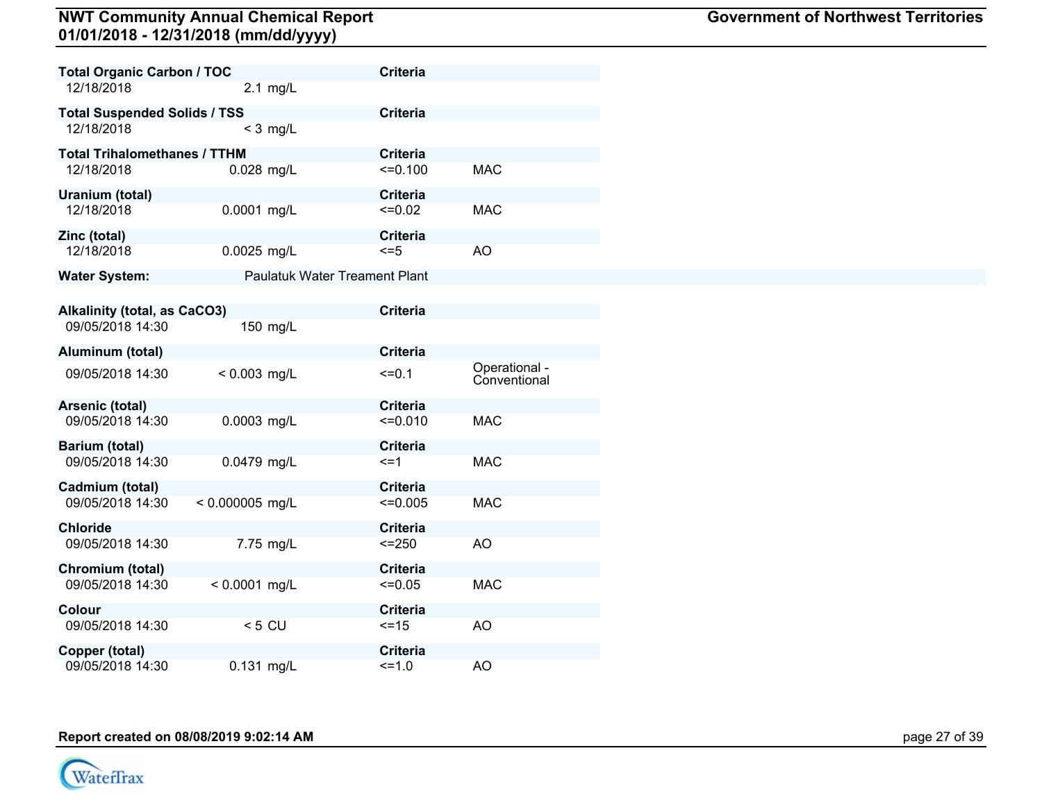**Total Organic Carbon / TOC** | **Criteria**

| Date | Result | Criteria | Type |
|---|---|---|---|
| 12/18/2018 | 2.1 mg/L | | |

**Total Suspended Solids / TSS** | **Criteria**

| Date | Result | Criteria | Type |
|---|---|---|---|
| 12/18/2018 | < 3 mg/L | | |

**Total Trihalomethanes / TTHM** | **Criteria**

| Date | Result | Criteria | Type |
|---|---|---|---|
| 12/18/2018 | 0.028 mg/L | <=0.100 | MAC |

**Uranium (total)** | **Criteria**

| Date | Result | Criteria | Type |
|---|---|---|---|
| 12/18/2018 | 0.0001 mg/L | <=0.02 | MAC |

**Zinc (total)** | **Criteria**

| Date | Result | Criteria | Type |
|---|---|---|---|
| 12/18/2018 | 0.0025 mg/L | <=5 | AO |

**Water System:** Paulatuk Water Treament Plant

**Alkalinity (total, as CaCO3)** | **Criteria**

| Date | Result | Criteria | Type |
|---|---|---|---|
| 09/05/2018 14:30 | 150 mg/L | | |

**Aluminum (total)** | **Criteria**

| Date | Result | Criteria | Type |
|---|---|---|---|
| 09/05/2018 14:30 | < 0.003 mg/L | <=0.1 | Operational - Conventional |

**Arsenic (total)** | **Criteria**

| Date | Result | Criteria | Type |
|---|---|---|---|
| 09/05/2018 14:30 | 0.0003 mg/L | <=0.010 | MAC |

**Barium (total)** | **Criteria**

| Date | Result | Criteria | Type |
|---|---|---|---|
| 09/05/2018 14:30 | 0.0479 mg/L | <=1 | MAC |

**Cadmium (total)** | **Criteria**

| Date | Result | Criteria | Type |
|---|---|---|---|
| 09/05/2018 14:30 | < 0.000005 mg/L | <=0.005 | MAC |

**Chloride** | **Criteria**

| Date | Result | Criteria | Type |
|---|---|---|---|
| 09/05/2018 14:30 | 7.75 mg/L | <=250 | AO |

**Chromium (total)** | **Criteria**

| Date | Result | Criteria | Type |
|---|---|---|---|
| 09/05/2018 14:30 | < 0.0001 mg/L | <=0.05 | MAC |

**Colour** | **Criteria**

| Date | Result | Criteria | Type |
|---|---|---|---|
| 09/05/2018 14:30 | < 5 CU | <=15 | AO |

**Copper (total)** | **Criteria**

| Date | Result | Criteria | Type |
|---|---|---|---|
| 09/05/2018 14:30 | 0.131 mg/L | <=1.0 | AO |

**Report created on 08/08/2019 9:02:14 AM**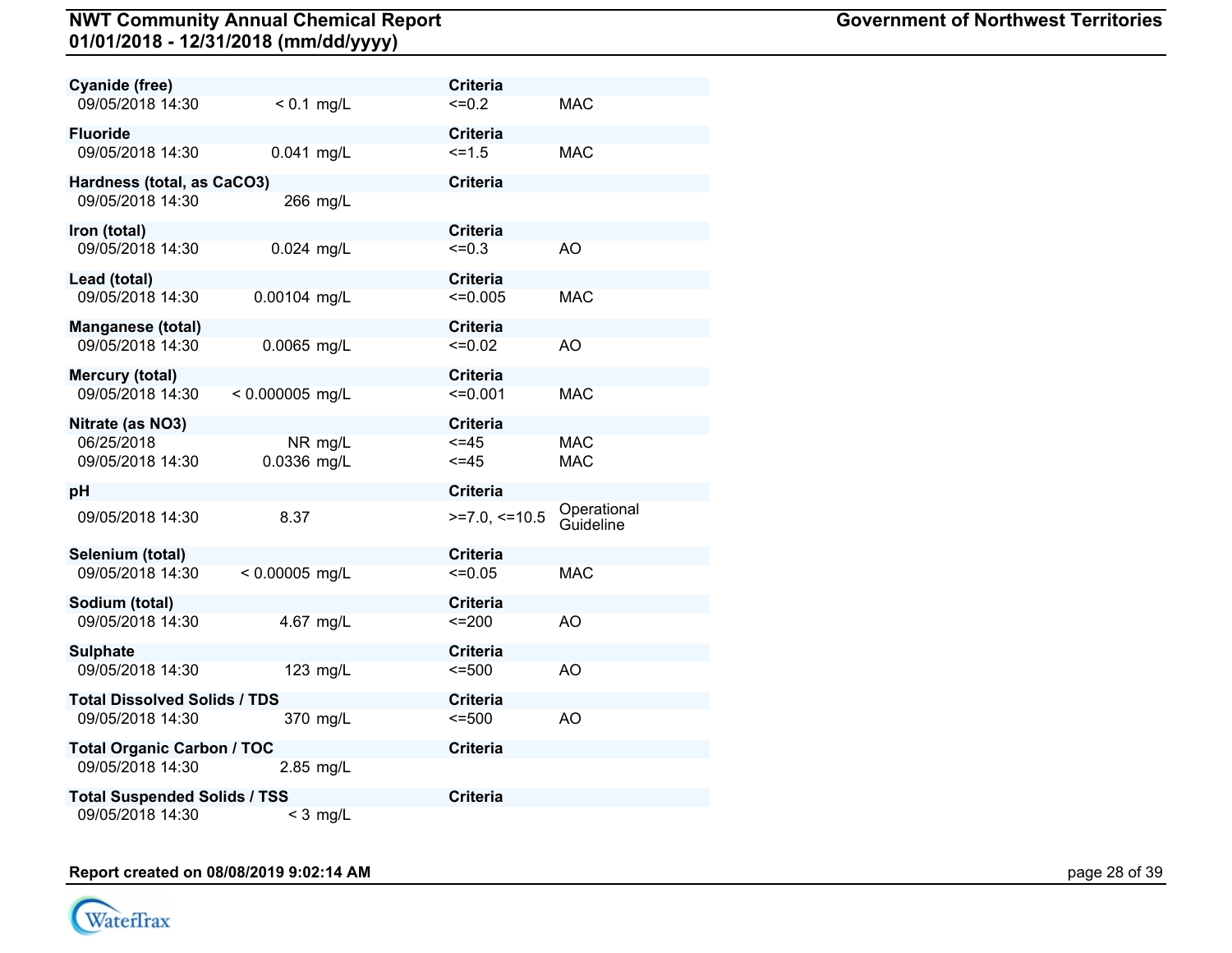| Parameter / Date | Result | Criteria | |
|---|---|---|---|
| **Cyanide (free)** | | **Criteria** | |
| 09/05/2018 14:30 | < 0.1 mg/L | <=0.2 | MAC |
| **Fluoride** | | **Criteria** | |
| 09/05/2018 14:30 | 0.041 mg/L | <=1.5 | MAC |
| **Hardness (total, as CaCO3)** | | **Criteria** | |
| 09/05/2018 14:30 | 266 mg/L | | |
| **Iron (total)** | | **Criteria** | |
| 09/05/2018 14:30 | 0.024 mg/L | <=0.3 | AO |
| **Lead (total)** | | **Criteria** | |
| 09/05/2018 14:30 | 0.00104 mg/L | <=0.005 | MAC |
| **Manganese (total)** | | **Criteria** | |
| 09/05/2018 14:30 | 0.0065 mg/L | <=0.02 | AO |
| **Mercury (total)** | | **Criteria** | |
| 09/05/2018 14:30 | < 0.000005 mg/L | <=0.001 | MAC |
| **Nitrate (as NO3)** | | **Criteria** | |
| 06/25/2018 | NR mg/L | <=45 | MAC |
| 09/05/2018 14:30 | 0.0336 mg/L | <=45 | MAC |
| **pH** | | **Criteria** | |
| 09/05/2018 14:30 | 8.37 | >=7.0, <=10.5 | Operational Guideline |
| **Selenium (total)** | | **Criteria** | |
| 09/05/2018 14:30 | < 0.00005 mg/L | <=0.05 | MAC |
| **Sodium (total)** | | **Criteria** | |
| 09/05/2018 14:30 | 4.67 mg/L | <=200 | AO |
| **Sulphate** | | **Criteria** | |
| 09/05/2018 14:30 | 123 mg/L | <=500 | AO |
| **Total Dissolved Solids / TDS** | | **Criteria** | |
| 09/05/2018 14:30 | 370 mg/L | <=500 | AO |
| **Total Organic Carbon / TOC** | | **Criteria** | |
| 09/05/2018 14:30 | 2.85 mg/L | | |
| **Total Suspended Solids / TSS** | | **Criteria** | |
| 09/05/2018 14:30 | < 3 mg/L | | |

**Report created on 08/08/2019 9:02:14 AM**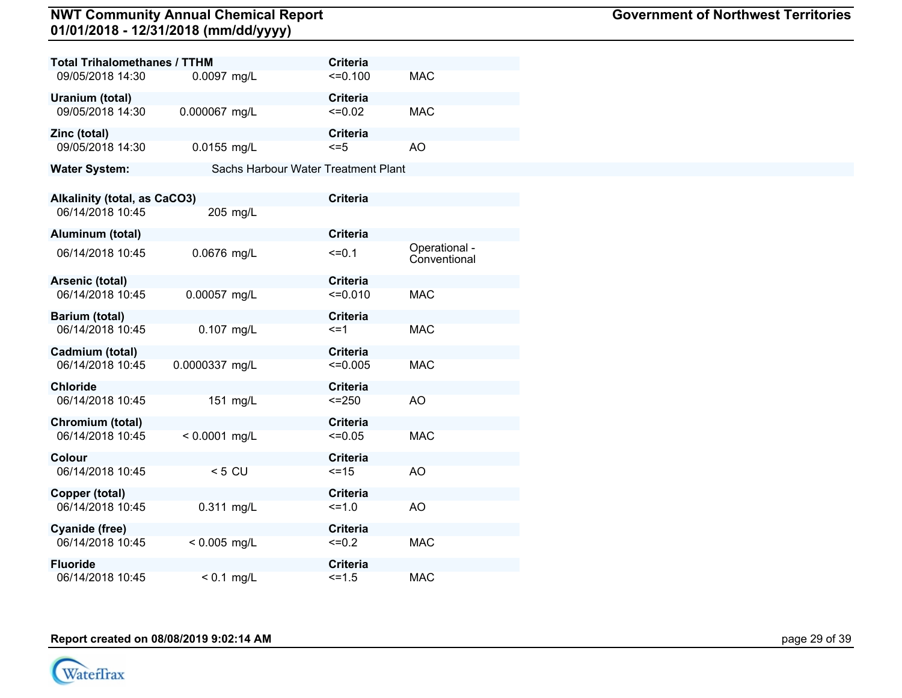| Total Trihalomethanes / TTHM | | Criteria | |
|---|---|---|---|
| 09/05/2018 14:30 | 0.0097 mg/L | <=0.100 | MAC |

| Uranium (total) | | Criteria | |
|---|---|---|---|
| 09/05/2018 14:30 | 0.000067 mg/L | <=0.02 | MAC |

| Zinc (total) | | Criteria | |
|---|---|---|---|
| 09/05/2018 14:30 | 0.0155 mg/L | <=5 | AO |

**Water System:** Sachs Harbour Water Treatment Plant

| Alkalinity (total, as CaCO3) | | Criteria | |
|---|---|---|---|
| 06/14/2018 10:45 | 205 mg/L | | |

| Aluminum (total) | | Criteria | |
|---|---|---|---|
| 06/14/2018 10:45 | 0.0676 mg/L | <=0.1 | Operational - Conventional |

| Arsenic (total) | | Criteria | |
|---|---|---|---|
| 06/14/2018 10:45 | 0.00057 mg/L | <=0.010 | MAC |

| Barium (total) | | Criteria | |
|---|---|---|---|
| 06/14/2018 10:45 | 0.107 mg/L | <=1 | MAC |

| Cadmium (total) | | Criteria | |
|---|---|---|---|
| 06/14/2018 10:45 | 0.0000337 mg/L | <=0.005 | MAC |

| Chloride | | Criteria | |
|---|---|---|---|
| 06/14/2018 10:45 | 151 mg/L | <=250 | AO |

| Chromium (total) | | Criteria | |
|---|---|---|---|
| 06/14/2018 10:45 | < 0.0001 mg/L | <=0.05 | MAC |

| Colour | | Criteria | |
|---|---|---|---|
| 06/14/2018 10:45 | < 5 CU | <=15 | AO |

| Copper (total) | | Criteria | |
|---|---|---|---|
| 06/14/2018 10:45 | 0.311 mg/L | <=1.0 | AO |

| Cyanide (free) | | Criteria | |
|---|---|---|---|
| 06/14/2018 10:45 | < 0.005 mg/L | <=0.2 | MAC |

| Fluoride | | Criteria | |
|---|---|---|---|
| 06/14/2018 10:45 | < 0.1 mg/L | <=1.5 | MAC |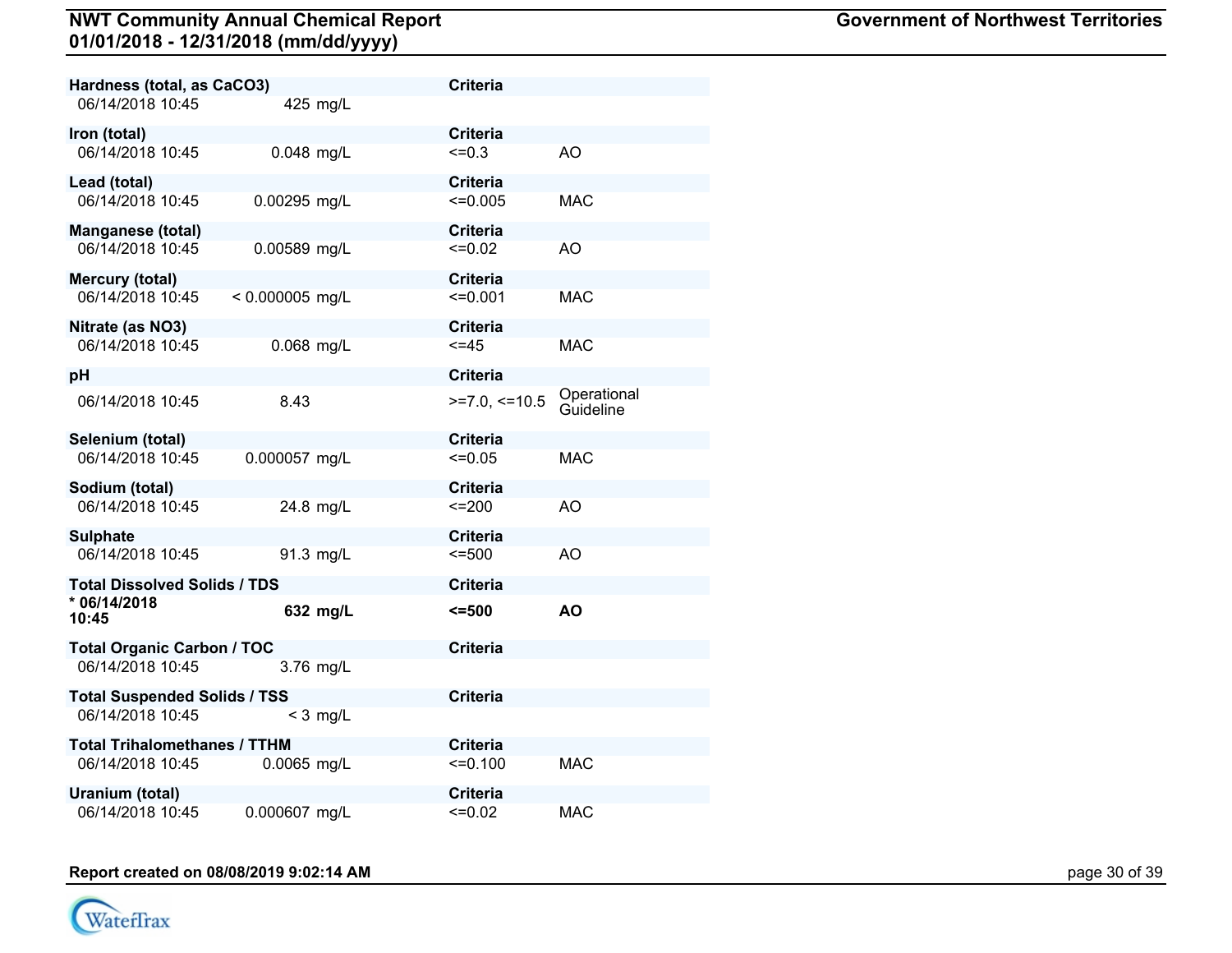| Parameter / Date | Result | Criteria | Type |
|---|---|---|---|
| **Hardness (total, as $CaCO_3$)** | | **Criteria** | |
| 06/14/2018 10:45 | 425 mg/L | | |
| **Iron (total)** | | **Criteria** | |
| 06/14/2018 10:45 | 0.048 mg/L | <=0.3 | AO |
| **Lead (total)** | | **Criteria** | |
| 06/14/2018 10:45 | 0.00295 mg/L | <=0.005 | MAC |
| **Manganese (total)** | | **Criteria** | |
| 06/14/2018 10:45 | 0.00589 mg/L | <=0.02 | AO |
| **Mercury (total)** | | **Criteria** | |
| 06/14/2018 10:45 | < 0.000005 mg/L | <=0.001 | MAC |
| **Nitrate (as $NO_3$)** | | **Criteria** | |
| 06/14/2018 10:45 | 0.068 mg/L | <=45 | MAC |
| **pH** | | **Criteria** | |
| 06/14/2018 10:45 | 8.43 | >=7.0, <=10.5 | Operational Guideline |
| **Selenium (total)** | | **Criteria** | |
| 06/14/2018 10:45 | 0.000057 mg/L | <=0.05 | MAC |
| **Sodium (total)** | | **Criteria** | |
| 06/14/2018 10:45 | 24.8 mg/L | <=200 | AO |
| **Sulphate** | | **Criteria** | |
| 06/14/2018 10:45 | 91.3 mg/L | <=500 | AO |
| **Total Dissolved Solids / TDS** | | **Criteria** | |
| **\* 06/14/2018 10:45** | **632 mg/L** | **<=500** | **AO** |
| **Total Organic Carbon / TOC** | | **Criteria** | |
| 06/14/2018 10:45 | 3.76 mg/L | | |
| **Total Suspended Solids / TSS** | | **Criteria** | |
| 06/14/2018 10:45 | < 3 mg/L | | |
| **Total Trihalomethanes / TTHM** | | **Criteria** | |
| 06/14/2018 10:45 | 0.0065 mg/L | <=0.100 | MAC |
| **Uranium (total)** | | **Criteria** | |
| 06/14/2018 10:45 | 0.000607 mg/L | <=0.02 | MAC |

**Report created on 08/08/2019 9:02:14 AM**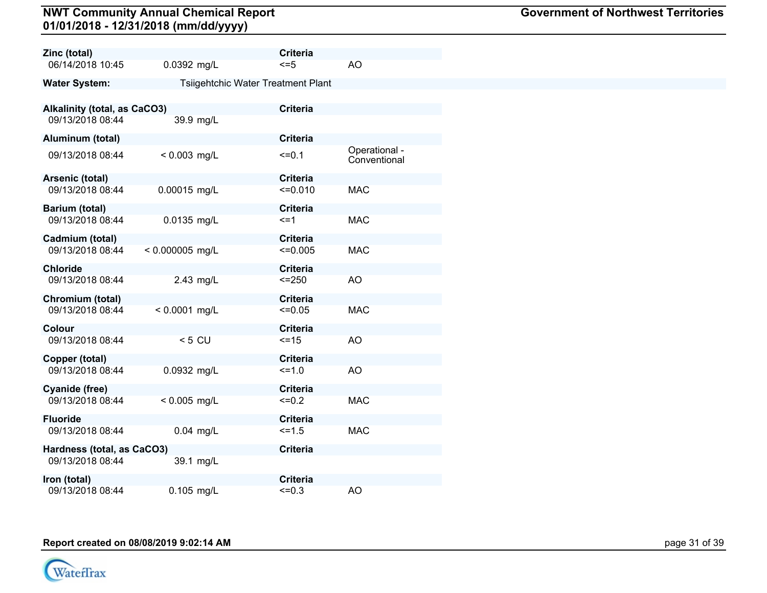| Zinc (total) | | Criteria | |
|---|---|---|---|
| 06/14/2018 10:45 | 0.0392 mg/L | <=5 | AO |

**Water System:** Tsiigehtchic Water Treatment Plant

| Parameter / Date | Result | Criteria | Type |
|---|---|---|---|
| **Alkalinity (total, as $CaCO_3$)** | | **Criteria** | |
| 09/13/2018 08:44 | 39.9 mg/L | | |
| **Aluminum (total)** | | **Criteria** | |
| 09/13/2018 08:44 | < 0.003 mg/L | <=0.1 | Operational - Conventional |
| **Arsenic (total)** | | **Criteria** | |
| 09/13/2018 08:44 | 0.00015 mg/L | <=0.010 | MAC |
| **Barium (total)** | | **Criteria** | |
| 09/13/2018 08:44 | 0.0135 mg/L | <=1 | MAC |
| **Cadmium (total)** | | **Criteria** | |
| 09/13/2018 08:44 | < 0.000005 mg/L | <=0.005 | MAC |
| **Chloride** | | **Criteria** | |
| 09/13/2018 08:44 | 2.43 mg/L | <=250 | AO |
| **Chromium (total)** | | **Criteria** | |
| 09/13/2018 08:44 | < 0.0001 mg/L | <=0.05 | MAC |
| **Colour** | | **Criteria** | |
| 09/13/2018 08:44 | < 5 CU | <=15 | AO |
| **Copper (total)** | | **Criteria** | |
| 09/13/2018 08:44 | 0.0932 mg/L | <=1.0 | AO |
| **Cyanide (free)** | | **Criteria** | |
| 09/13/2018 08:44 | < 0.005 mg/L | <=0.2 | MAC |
| **Fluoride** | | **Criteria** | |
| 09/13/2018 08:44 | 0.04 mg/L | <=1.5 | MAC |
| **Hardness (total, as $CaCO_3$)** | | **Criteria** | |
| 09/13/2018 08:44 | 39.1 mg/L | | |
| **Iron (total)** | | **Criteria** | |
| 09/13/2018 08:44 | 0.105 mg/L | <=0.3 | AO |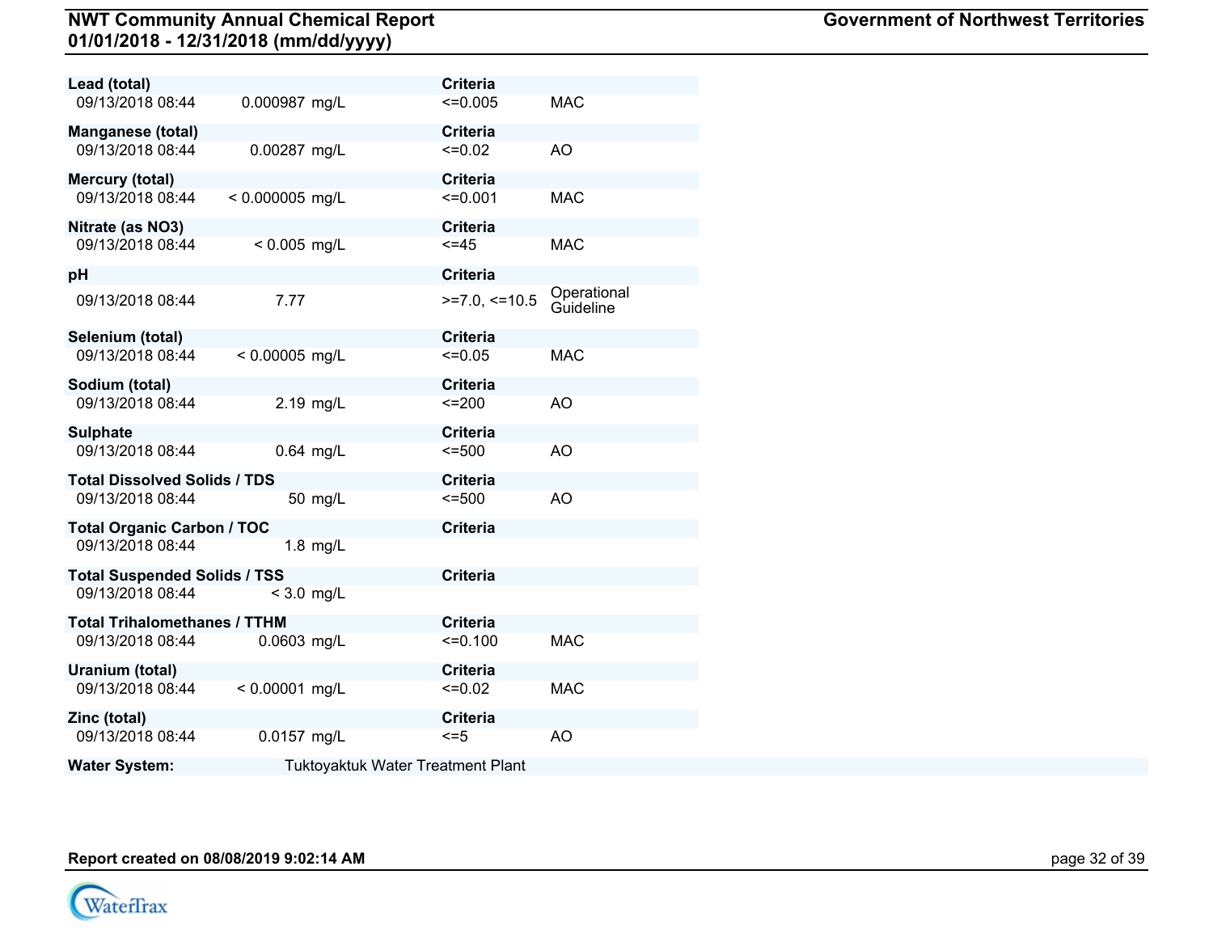| Parameter | Date | Result | Criteria | Type |
|---|---|---|---|---|
| **Lead (total)** | 09/13/2018 08:44 | 0.000987 mg/L | <=0.005 | MAC |
| **Manganese (total)** | 09/13/2018 08:44 | 0.00287 mg/L | <=0.02 | AO |
| **Mercury (total)** | 09/13/2018 08:44 | < 0.000005 mg/L | <=0.001 | MAC |
| **Nitrate (as NO3)** | 09/13/2018 08:44 | < 0.005 mg/L | <=45 | MAC |
| **pH** | 09/13/2018 08:44 | 7.77 | >=7.0, <=10.5 | Operational Guideline |
| **Selenium (total)** | 09/13/2018 08:44 | < 0.00005 mg/L | <=0.05 | MAC |
| **Sodium (total)** | 09/13/2018 08:44 | 2.19 mg/L | <=200 | AO |
| **Sulphate** | 09/13/2018 08:44 | 0.64 mg/L | <=500 | AO |
| **Total Dissolved Solids / TDS** | 09/13/2018 08:44 | 50 mg/L | <=500 | AO |
| **Total Organic Carbon / TOC** | 09/13/2018 08:44 | 1.8 mg/L | | |
| **Total Suspended Solids / TSS** | 09/13/2018 08:44 | < 3.0 mg/L | | |
| **Total Trihalomethanes / TTHM** | 09/13/2018 08:44 | 0.0603 mg/L | <=0.100 | MAC |
| **Uranium (total)** | 09/13/2018 08:44 | < 0.00001 mg/L | <=0.02 | MAC |
| **Zinc (total)** | 09/13/2018 08:44 | 0.0157 mg/L | <=5 | AO |

**Water System:** Tuktoyaktuk Water Treatment Plant

**Report created on 08/08/2019 9:02:14 AM**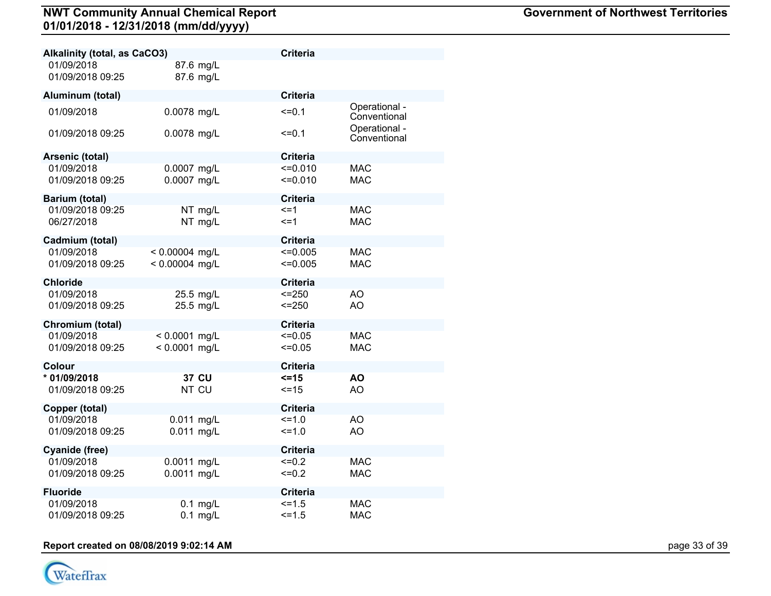| Alkalinity (total, as CaCO3) | | Criteria | |
|---|---|---|---|
| 01/09/2018 | 87.6 mg/L | | |
| 01/09/2018 09:25 | 87.6 mg/L | | |

| Aluminum (total) | | Criteria | |
|---|---|---|---|
| 01/09/2018 | 0.0078 mg/L | <=0.1 | Operational - Conventional |
| 01/09/2018 09:25 | 0.0078 mg/L | <=0.1 | Operational - Conventional |

| Arsenic (total) | | Criteria | |
|---|---|---|---|
| 01/09/2018 | 0.0007 mg/L | <=0.010 | MAC |
| 01/09/2018 09:25 | 0.0007 mg/L | <=0.010 | MAC |

| Barium (total) | | Criteria | |
|---|---|---|---|
| 01/09/2018 09:25 | NT mg/L | <=1 | MAC |
| 06/27/2018 | NT mg/L | <=1 | MAC |

| Cadmium (total) | | Criteria | |
|---|---|---|---|
| 01/09/2018 | < 0.00004 mg/L | <=0.005 | MAC |
| 01/09/2018 09:25 | < 0.00004 mg/L | <=0.005 | MAC |

| Chloride | | Criteria | |
|---|---|---|---|
| 01/09/2018 | 25.5 mg/L | <=250 | AO |
| 01/09/2018 09:25 | 25.5 mg/L | <=250 | AO |

| Chromium (total) | | Criteria | |
|---|---|---|---|
| 01/09/2018 | < 0.0001 mg/L | <=0.05 | MAC |
| 01/09/2018 09:25 | < 0.0001 mg/L | <=0.05 | MAC |

| Colour | | Criteria | |
|---|---|---|---|
| **\* 01/09/2018** | **37 CU** | **<=15** | **AO** |
| 01/09/2018 09:25 | NT CU | <=15 | AO |

| Copper (total) | | Criteria | |
|---|---|---|---|
| 01/09/2018 | 0.011 mg/L | <=1.0 | AO |
| 01/09/2018 09:25 | 0.011 mg/L | <=1.0 | AO |

| Cyanide (free) | | Criteria | |
|---|---|---|---|
| 01/09/2018 | 0.0011 mg/L | <=0.2 | MAC |
| 01/09/2018 09:25 | 0.0011 mg/L | <=0.2 | MAC |

| Fluoride | | Criteria | |
|---|---|---|---|
| 01/09/2018 | 0.1 mg/L | <=1.5 | MAC |
| 01/09/2018 09:25 | 0.1 mg/L | <=1.5 | MAC |

**Report created on 08/08/2019 9:02:14 AM**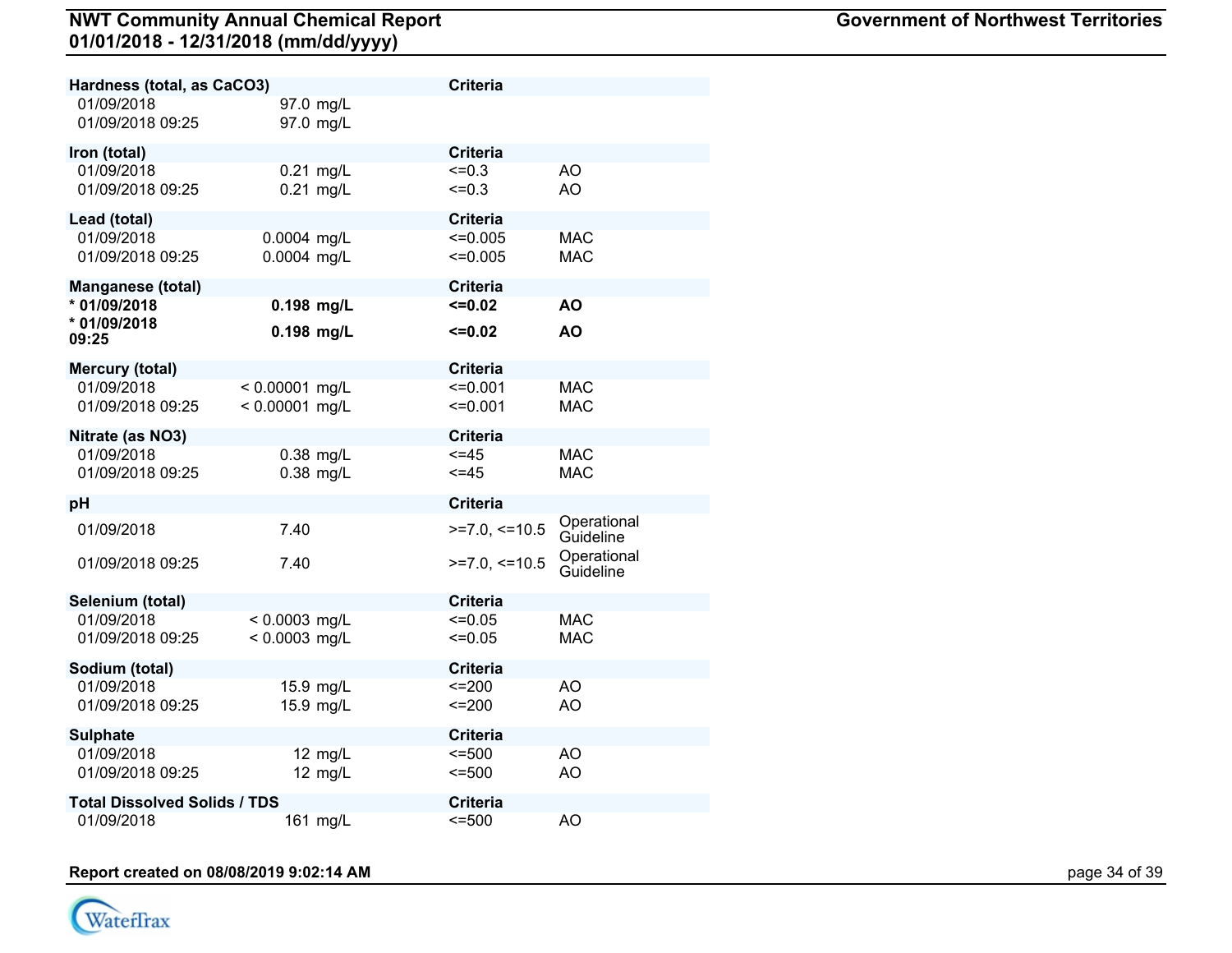| Hardness (total, as CaCO3) | | Criteria | |
|---|---|---|---|
| 01/09/2018 | 97.0 mg/L | | |
| 01/09/2018 09:25 | 97.0 mg/L | | |

| Iron (total) | | Criteria | |
|---|---|---|---|
| 01/09/2018 | 0.21 mg/L | <=0.3 | AO |
| 01/09/2018 09:25 | 0.21 mg/L | <=0.3 | AO |

| Lead (total) | | Criteria | |
|---|---|---|---|
| 01/09/2018 | 0.0004 mg/L | <=0.005 | MAC |
| 01/09/2018 09:25 | 0.0004 mg/L | <=0.005 | MAC |

| Manganese (total) | | Criteria | |
|---|---|---|---|
| **\* 01/09/2018** | **0.198 mg/L** | **<=0.02** | **AO** |
| **\* 01/09/2018 09:25** | **0.198 mg/L** | **<=0.02** | **AO** |

| Mercury (total) | | Criteria | |
|---|---|---|---|
| 01/09/2018 | < 0.00001 mg/L | <=0.001 | MAC |
| 01/09/2018 09:25 | < 0.00001 mg/L | <=0.001 | MAC |

| Nitrate (as NO3) | | Criteria | |
|---|---|---|---|
| 01/09/2018 | 0.38 mg/L | <=45 | MAC |
| 01/09/2018 09:25 | 0.38 mg/L | <=45 | MAC |

| pH | | Criteria | |
|---|---|---|---|
| 01/09/2018 | 7.40 | >=7.0, <=10.5 | Operational Guideline |
| 01/09/2018 09:25 | 7.40 | >=7.0, <=10.5 | Operational Guideline |

| Selenium (total) | | Criteria | |
|---|---|---|---|
| 01/09/2018 | < 0.0003 mg/L | <=0.05 | MAC |
| 01/09/2018 09:25 | < 0.0003 mg/L | <=0.05 | MAC |

| Sodium (total) | | Criteria | |
|---|---|---|---|
| 01/09/2018 | 15.9 mg/L | <=200 | AO |
| 01/09/2018 09:25 | 15.9 mg/L | <=200 | AO |

| Sulphate | | Criteria | |
|---|---|---|---|
| 01/09/2018 | 12 mg/L | <=500 | AO |
| 01/09/2018 09:25 | 12 mg/L | <=500 | AO |

| Total Dissolved Solids / TDS | | Criteria | |
|---|---|---|---|
| 01/09/2018 | 161 mg/L | <=500 | AO |

**Report created on 08/08/2019 9:02:14 AM**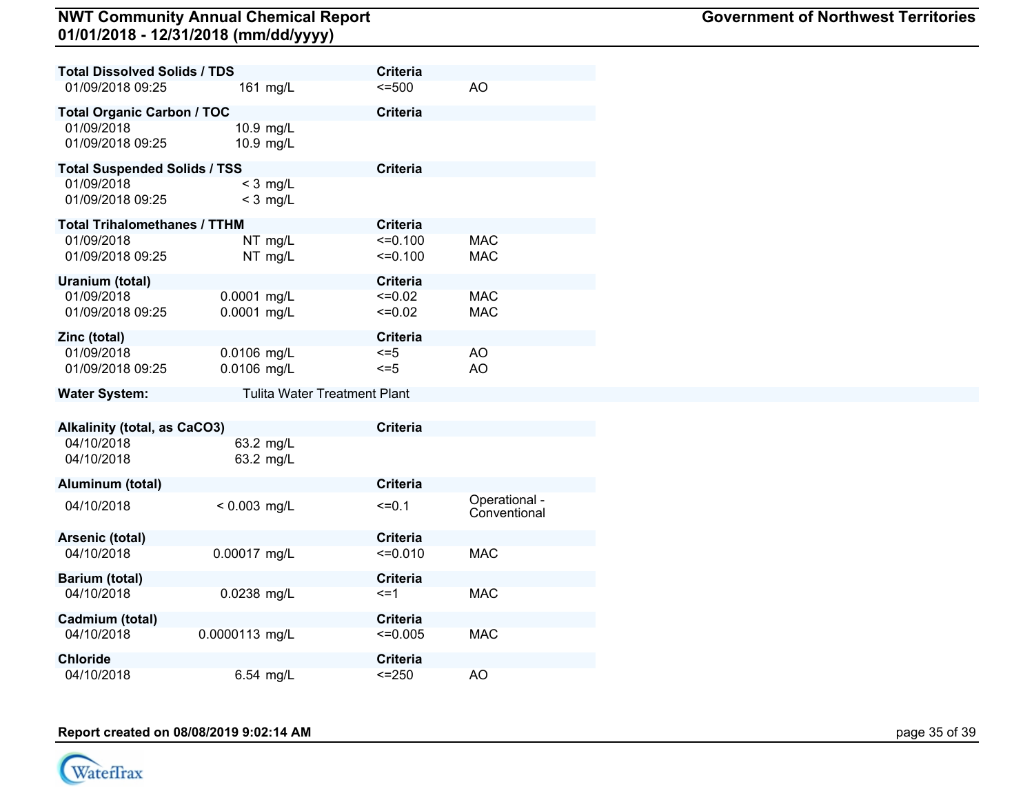**Total Dissolved Solids / TDS**

| Date | Result | Criteria | |
|---|---|---|---|
| 01/09/2018 09:25 | 161 mg/L | <=500 | AO |

**Total Organic Carbon / TOC**

| Date | Result | Criteria | |
|---|---|---|---|
| 01/09/2018 | 10.9 mg/L | | |
| 01/09/2018 09:25 | 10.9 mg/L | | |

**Total Suspended Solids / TSS**

| Date | Result | Criteria | |
|---|---|---|---|
| 01/09/2018 | < 3 mg/L | | |
| 01/09/2018 09:25 | < 3 mg/L | | |

**Total Trihalomethanes / TTHM**

| Date | Result | Criteria | |
|---|---|---|---|
| 01/09/2018 | NT mg/L | <=0.100 | MAC |
| 01/09/2018 09:25 | NT mg/L | <=0.100 | MAC |

**Uranium (total)**

| Date | Result | Criteria | |
|---|---|---|---|
| 01/09/2018 | 0.0001 mg/L | <=0.02 | MAC |
| 01/09/2018 09:25 | 0.0001 mg/L | <=0.02 | MAC |

**Zinc (total)**

| Date | Result | Criteria | |
|---|---|---|---|
| 01/09/2018 | 0.0106 mg/L | <=5 | AO |
| 01/09/2018 09:25 | 0.0106 mg/L | <=5 | AO |

**Water System:** Tulita Water Treatment Plant

**Alkalinity (total, as $CaCO_3$)**

| Date | Result | Criteria | |
|---|---|---|---|
| 04/10/2018 | 63.2 mg/L | | |
| 04/10/2018 | 63.2 mg/L | | |

**Aluminum (total)**

| Date | Result | Criteria | |
|---|---|---|---|
| 04/10/2018 | < 0.003 mg/L | <=0.1 | Operational - Conventional |

**Arsenic (total)**

| Date | Result | Criteria | |
|---|---|---|---|
| 04/10/2018 | 0.00017 mg/L | <=0.010 | MAC |

**Barium (total)**

| Date | Result | Criteria | |
|---|---|---|---|
| 04/10/2018 | 0.0238 mg/L | <=1 | MAC |

**Cadmium (total)**

| Date | Result | Criteria | |
|---|---|---|---|
| 04/10/2018 | 0.0000113 mg/L | <=0.005 | MAC |

**Chloride**

| Date | Result | Criteria | |
|---|---|---|---|
| 04/10/2018 | 6.54 mg/L | <=250 | AO |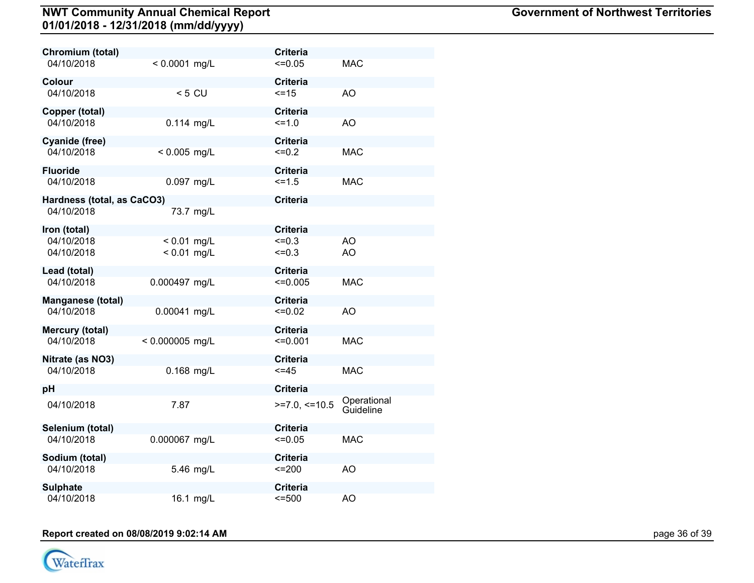| Parameter / Date | Result | Unit | Criteria | Type |
|---|---|---|---|---|
| **Chromium (total)** | | | **Criteria** | |
| 04/10/2018 | < 0.0001 | mg/L | <=0.05 | MAC |
| **Colour** | | | **Criteria** | |
| 04/10/2018 | < 5 | CU | <=15 | AO |
| **Copper (total)** | | | **Criteria** | |
| 04/10/2018 | 0.114 | mg/L | <=1.0 | AO |
| **Cyanide (free)** | | | **Criteria** | |
| 04/10/2018 | < 0.005 | mg/L | <=0.2 | MAC |
| **Fluoride** | | | **Criteria** | |
| 04/10/2018 | 0.097 | mg/L | <=1.5 | MAC |
| **Hardness (total, as CaCO3)** | | | **Criteria** | |
| 04/10/2018 | 73.7 | mg/L | | |
| **Iron (total)** | | | **Criteria** | |
| 04/10/2018 | < 0.01 | mg/L | <=0.3 | AO |
| 04/10/2018 | < 0.01 | mg/L | <=0.3 | AO |
| **Lead (total)** | | | **Criteria** | |
| 04/10/2018 | 0.000497 | mg/L | <=0.005 | MAC |
| **Manganese (total)** | | | **Criteria** | |
| 04/10/2018 | 0.00041 | mg/L | <=0.02 | AO |
| **Mercury (total)** | | | **Criteria** | |
| 04/10/2018 | < 0.000005 | mg/L | <=0.001 | MAC |
| **Nitrate (as NO3)** | | | **Criteria** | |
| 04/10/2018 | 0.168 | mg/L | <=45 | MAC |
| **pH** | | | **Criteria** | |
| 04/10/2018 | 7.87 | | >=7.0, <=10.5 | Operational Guideline |
| **Selenium (total)** | | | **Criteria** | |
| 04/10/2018 | 0.000067 | mg/L | <=0.05 | MAC |
| **Sodium (total)** | | | **Criteria** | |
| 04/10/2018 | 5.46 | mg/L | <=200 | AO |
| **Sulphate** | | | **Criteria** | |
| 04/10/2018 | 16.1 | mg/L | <=500 | AO |

**Report created on 08/08/2019 9:02:14 AM**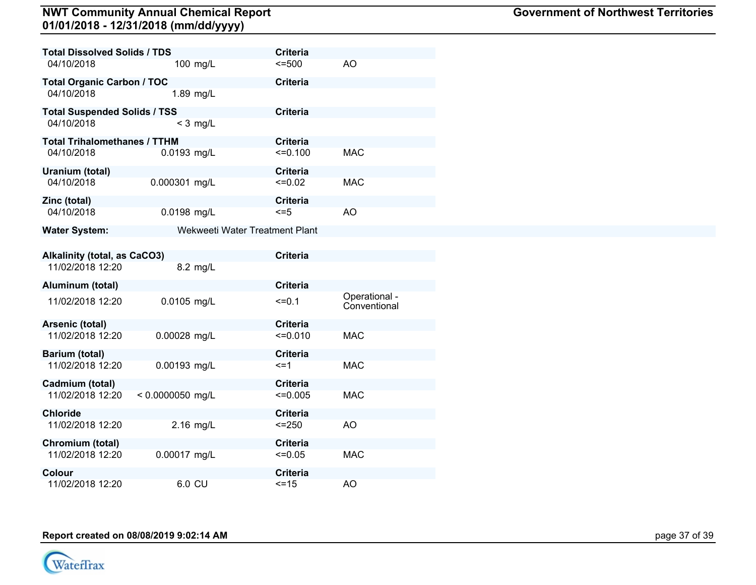| Total Dissolved Solids / TDS | | Criteria | |
|---|---|---|---|
| 04/10/2018 | 100 mg/L | <=500 | AO |

| Total Organic Carbon / TOC | | Criteria | |
|---|---|---|---|
| 04/10/2018 | 1.89 mg/L | | |

| Total Suspended Solids / TSS | | Criteria | |
|---|---|---|---|
| 04/10/2018 | < 3 mg/L | | |

| Total Trihalomethanes / TTHM | | Criteria | |
|---|---|---|---|
| 04/10/2018 | 0.0193 mg/L | <=0.100 | MAC |

| Uranium (total) | | Criteria | |
|---|---|---|---|
| 04/10/2018 | 0.000301 mg/L | <=0.02 | MAC |

| Zinc (total) | | Criteria | |
|---|---|---|---|
| 04/10/2018 | 0.0198 mg/L | <=5 | AO |

**Water System:** Wekweeti Water Treatment Plant

| Alkalinity (total, as CaCO3) | | Criteria | |
|---|---|---|---|
| 11/02/2018 12:20 | 8.2 mg/L | | |

| Aluminum (total) | | Criteria | |
|---|---|---|---|
| 11/02/2018 12:20 | 0.0105 mg/L | <=0.1 | Operational - Conventional |

| Arsenic (total) | | Criteria | |
|---|---|---|---|
| 11/02/2018 12:20 | 0.00028 mg/L | <=0.010 | MAC |

| Barium (total) | | Criteria | |
|---|---|---|---|
| 11/02/2018 12:20 | 0.00193 mg/L | <=1 | MAC |

| Cadmium (total) | | Criteria | |
|---|---|---|---|
| 11/02/2018 12:20 | < 0.0000050 mg/L | <=0.005 | MAC |

| Chloride | | Criteria | |
|---|---|---|---|
| 11/02/2018 12:20 | 2.16 mg/L | <=250 | AO |

| Chromium (total) | | Criteria | |
|---|---|---|---|
| 11/02/2018 12:20 | 0.00017 mg/L | <=0.05 | MAC |

| Colour | | Criteria | |
|---|---|---|---|
| 11/02/2018 12:20 | 6.0 CU | <=15 | AO |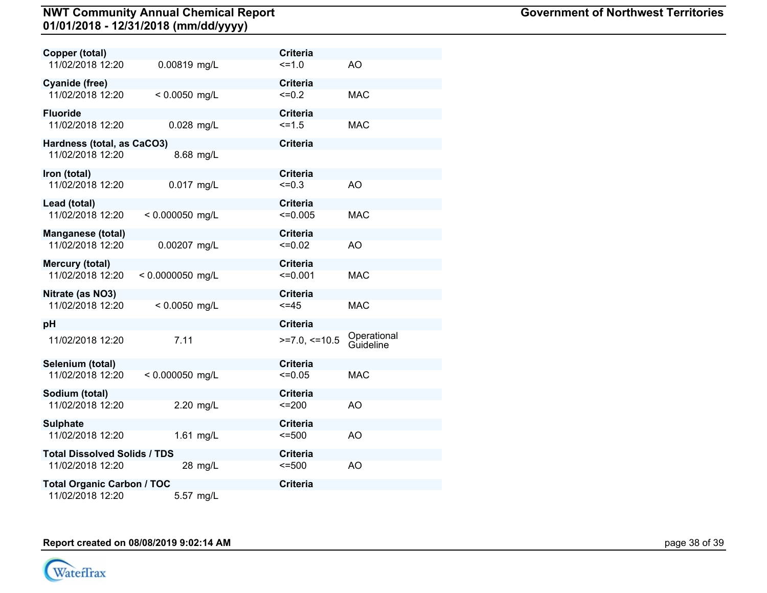| Parameter | Date/Time | Result | Criteria | Type |
|---|---|---|---|---|
| **Copper (total)** | 11/02/2018 12:20 | 0.00819 mg/L | <=1.0 | AO |
| **Cyanide (free)** | 11/02/2018 12:20 | < 0.0050 mg/L | <=0.2 | MAC |
| **Fluoride** | 11/02/2018 12:20 | 0.028 mg/L | <=1.5 | MAC |
| **Hardness (total, as CaCO3)** | 11/02/2018 12:20 | 8.68 mg/L | | |
| **Iron (total)** | 11/02/2018 12:20 | 0.017 mg/L | <=0.3 | AO |
| **Lead (total)** | 11/02/2018 12:20 | < 0.000050 mg/L | <=0.005 | MAC |
| **Manganese (total)** | 11/02/2018 12:20 | 0.00207 mg/L | <=0.02 | AO |
| **Mercury (total)** | 11/02/2018 12:20 | < 0.0000050 mg/L | <=0.001 | MAC |
| **Nitrate (as NO3)** | 11/02/2018 12:20 | < 0.0050 mg/L | <=45 | MAC |
| **pH** | 11/02/2018 12:20 | 7.11 | >=7.0, <=10.5 | Operational Guideline |
| **Selenium (total)** | 11/02/2018 12:20 | < 0.000050 mg/L | <=0.05 | MAC |
| **Sodium (total)** | 11/02/2018 12:20 | 2.20 mg/L | <=200 | AO |
| **Sulphate** | 11/02/2018 12:20 | 1.61 mg/L | <=500 | AO |
| **Total Dissolved Solids / TDS** | 11/02/2018 12:20 | 28 mg/L | <=500 | AO |
| **Total Organic Carbon / TOC** | 11/02/2018 12:20 | 5.57 mg/L | | |

**Report created on 08/08/2019 9:02:14 AM**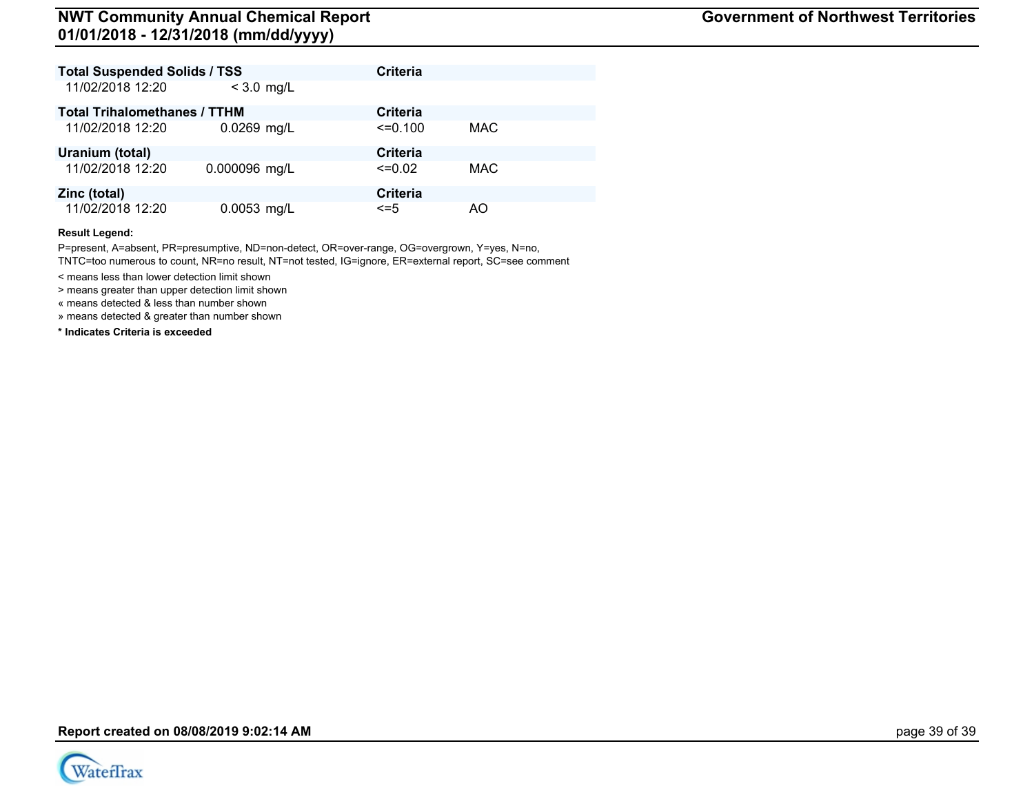| Total Suspended Solids / TSS | | Criteria | |
|---|---|---|---|
| 11/02/2018 12:20 | < 3.0 mg/L | | |

| Total Trihalomethanes / TTHM | | Criteria | |
|---|---|---|---|
| 11/02/2018 12:20 | 0.0269 mg/L | <=0.100 | MAC |

| Uranium (total) | | Criteria | |
|---|---|---|---|
| 11/02/2018 12:20 | 0.000096 mg/L | <=0.02 | MAC |

| Zinc (total) | | Criteria | |
|---|---|---|---|
| 11/02/2018 12:20 | 0.0053 mg/L | <=5 | AO |

**Result Legend:**

P=present, A=absent, PR=presumptive, ND=non-detect, OR=over-range, OG=overgrown, Y=yes, N=no, TNTC=too numerous to count, NR=no result, NT=not tested, IG=ignore, ER=external report, SC=see comment

< means less than lower detection limit shown
> means greater than upper detection limit shown
« means detected & less than number shown
» means detected & greater than number shown

**\* Indicates Criteria is exceeded**

**Report created on 08/08/2019 9:02:14 AM**